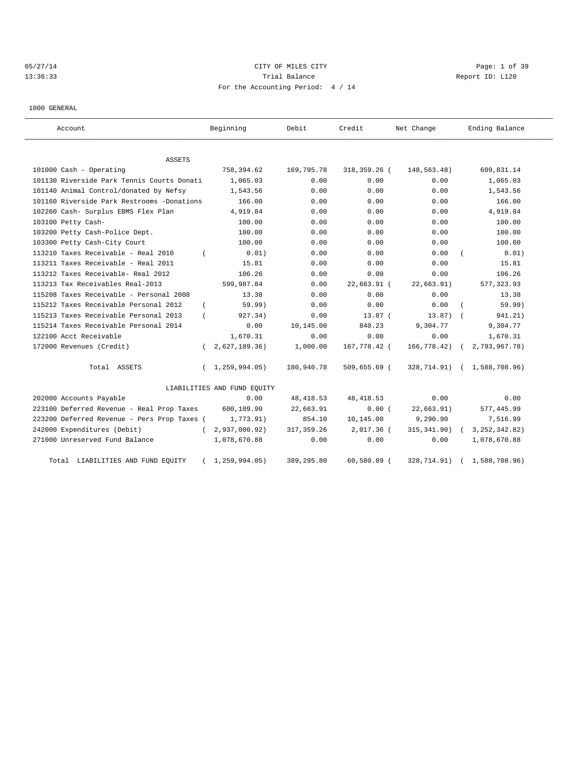CITY OF MILES CITY
Trial Balance
For the Accounting Period: 4 / 14

05/27/14
13:36:33

Report ID: L120

1000 GENERAL

| Account | Beginning | Debit | Credit | Net Change | Ending Balance |
|---|---|---|---|---|---|
| **ASSETS** | | | | | |
| 101000 Cash - Operating | 758,394.62 | 169,795.78 | 318,359.26 | (148,563.48) | 609,831.14 |
| 101130 Riverside Park Tennis Courts Donati | 1,065.03 | 0.00 | 0.00 | 0.00 | 1,065.03 |
| 101140 Animal Control/donated by Nefsy | 1,543.56 | 0.00 | 0.00 | 0.00 | 1,543.56 |
| 101160 Riverside Park Restrooms -Donations | 166.00 | 0.00 | 0.00 | 0.00 | 166.00 |
| 102260 Cash- Surplus EBMS Flex Plan | 4,919.84 | 0.00 | 0.00 | 0.00 | 4,919.84 |
| 103100 Petty Cash- | 100.00 | 0.00 | 0.00 | 0.00 | 100.00 |
| 103200 Petty Cash-Police Dept. | 100.00 | 0.00 | 0.00 | 0.00 | 100.00 |
| 103300 Petty Cash-City Court | 100.00 | 0.00 | 0.00 | 0.00 | 100.00 |
| 113210 Taxes Receivable - Real 2010 | (0.01) | 0.00 | 0.00 | 0.00 | (0.01) |
| 113211 Taxes Receivable - Real 2011 | 15.81 | 0.00 | 0.00 | 0.00 | 15.81 |
| 113212 Taxes Receivable- Real 2012 | 106.26 | 0.00 | 0.00 | 0.00 | 106.26 |
| 113213 Tax Receivables Real-2013 | 599,987.84 | 0.00 | 22,663.91 | (22,663.91) | 577,323.93 |
| 115208 Taxes Receivable - Personal 2008 | 13.38 | 0.00 | 0.00 | 0.00 | 13.38 |
| 115212 Taxes Receivable Personal 2012 | (59.99) | 0.00 | 0.00 | 0.00 | (59.99) |
| 115213 Taxes Receivable Personal 2013 | (927.34) | 0.00 | 13.87 | (13.87) | (941.21) |
| 115214 Taxes Receivable Personal 2014 | 0.00 | 10,145.00 | 840.23 | 9,304.77 | 9,304.77 |
| 122100 Acct Receivable | 1,670.31 | 0.00 | 0.00 | 0.00 | 1,670.31 |
| 172000 Revenues (Credit) | (2,627,189.36) | 1,000.00 | 167,778.42 | (166,778.42) | (2,793,967.78) |
| Total ASSETS | (1,259,994.05) | 180,940.78 | 509,655.69 | (328,714.91) | (1,588,708.96) |
| **LIABILITIES AND FUND EQUITY** | | | | | |
| 202000 Accounts Payable | 0.00 | 48,418.53 | 48,418.53 | 0.00 | 0.00 |
| 223100 Deferred Revenue - Real Prop Taxes | 600,109.90 | 22,663.91 | 0.00 | (22,663.91) | 577,445.99 |
| 223200 Deferred Revenue - Pers Prop Taxes | (1,773.91) | 854.10 | 10,145.00 | 9,290.90 | 7,516.99 |
| 242000 Expenditures (Debit) | (2,937,000.92) | 317,359.26 | 2,017.36 | (315,341.90) | (3,252,342.82) |
| 271000 Unreserved Fund Balance | 1,078,670.88 | 0.00 | 0.00 | 0.00 | 1,078,670.88 |
| Total LIABILITIES AND FUND EQUITY | (1,259,994.05) | 389,295.80 | 60,580.89 | (328,714.91) | (1,588,708.96) |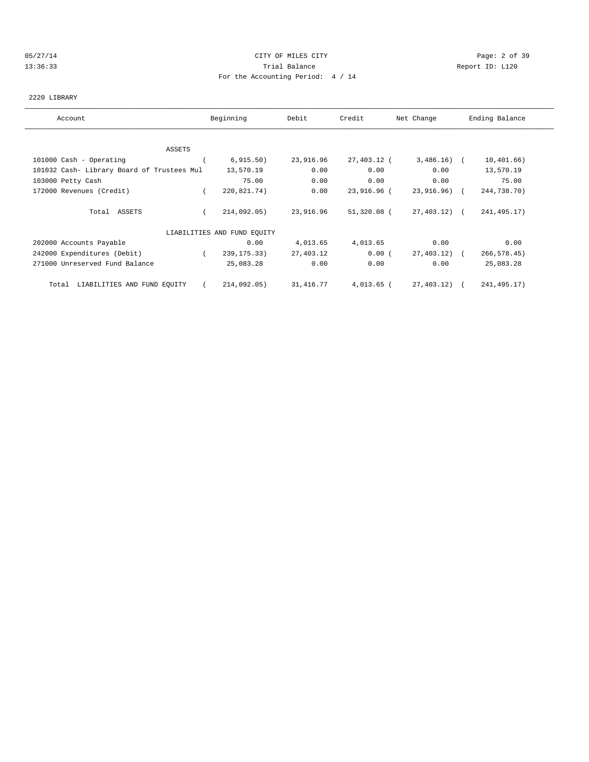CITY OF MILES CITY

Trial Balance

For the Accounting Period: 4 / 14

05/27/14 13:36:33 — Report ID: L120

2220 LIBRARY

| Account | Beginning | Debit | Credit | Net Change | Ending Balance |
|---|---|---|---|---|---|
| ASSETS | | | | | |
| 101000 Cash - Operating | ( 6,915.50) | 23,916.96 | 27,403.12 | ( 3,486.16) | ( 10,401.66) |
| 101032 Cash- Library Board of Trustees Mul | 13,570.19 | 0.00 | 0.00 | 0.00 | 13,570.19 |
| 103000 Petty Cash | 75.00 | 0.00 | 0.00 | 0.00 | 75.00 |
| 172000 Revenues (Credit) | ( 220,821.74) | 0.00 | 23,916.96 | ( 23,916.96) | ( 244,738.70) |
| Total ASSETS | ( 214,092.05) | 23,916.96 | 51,320.08 | ( 27,403.12) | ( 241,495.17) |
| LIABILITIES AND FUND EQUITY | | | | | |
| 202000 Accounts Payable | 0.00 | 4,013.65 | 4,013.65 | 0.00 | 0.00 |
| 242000 Expenditures (Debit) | ( 239,175.33) | 27,403.12 | 0.00 | ( 27,403.12) | ( 266,578.45) |
| 271000 Unreserved Fund Balance | 25,083.28 | 0.00 | 0.00 | 0.00 | 25,083.28 |
| Total LIABILITIES AND FUND EQUITY | ( 214,092.05) | 31,416.77 | 4,013.65 | ( 27,403.12) | ( 241,495.17) |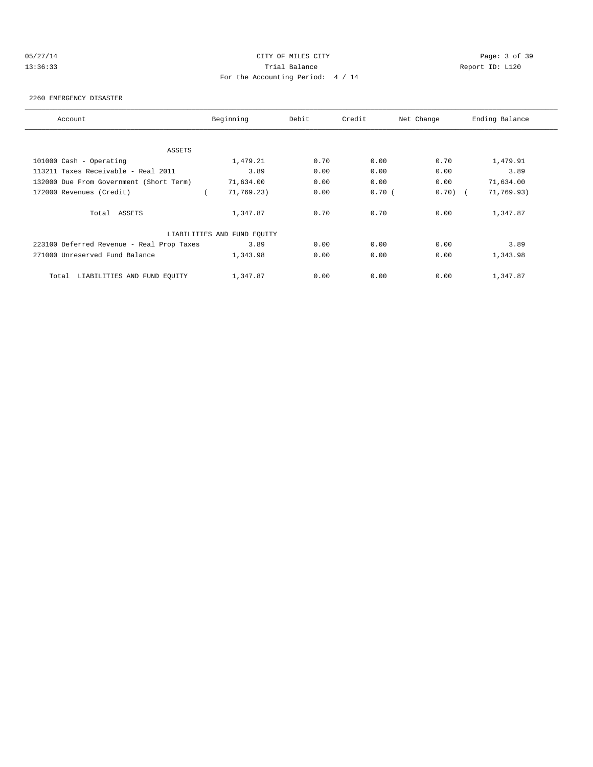CITY OF MILES CITY
Trial Balance
For the Accounting Period: 4 / 14

05/27/14
13:36:33

Report ID: L120

2260 EMERGENCY DISASTER

| Account | Beginning | Debit | Credit | Net Change | Ending Balance |
|---|---|---|---|---|---|
| ASSETS | | | | | |
| 101000 Cash - Operating | 1,479.21 | 0.70 | 0.00 | 0.70 | 1,479.91 |
| 113211 Taxes Receivable - Real 2011 | 3.89 | 0.00 | 0.00 | 0.00 | 3.89 |
| 132000 Due From Government (Short Term) | 71,634.00 | 0.00 | 0.00 | 0.00 | 71,634.00 |
| 172000 Revenues (Credit) | ( 71,769.23) | 0.00 | 0.70 | ( 0.70) | ( 71,769.93) |
| Total ASSETS | 1,347.87 | 0.70 | 0.70 | 0.00 | 1,347.87 |
| LIABILITIES AND FUND EQUITY | | | | | |
| 223100 Deferred Revenue - Real Prop Taxes | 3.89 | 0.00 | 0.00 | 0.00 | 3.89 |
| 271000 Unreserved Fund Balance | 1,343.98 | 0.00 | 0.00 | 0.00 | 1,343.98 |
| Total LIABILITIES AND FUND EQUITY | 1,347.87 | 0.00 | 0.00 | 0.00 | 1,347.87 |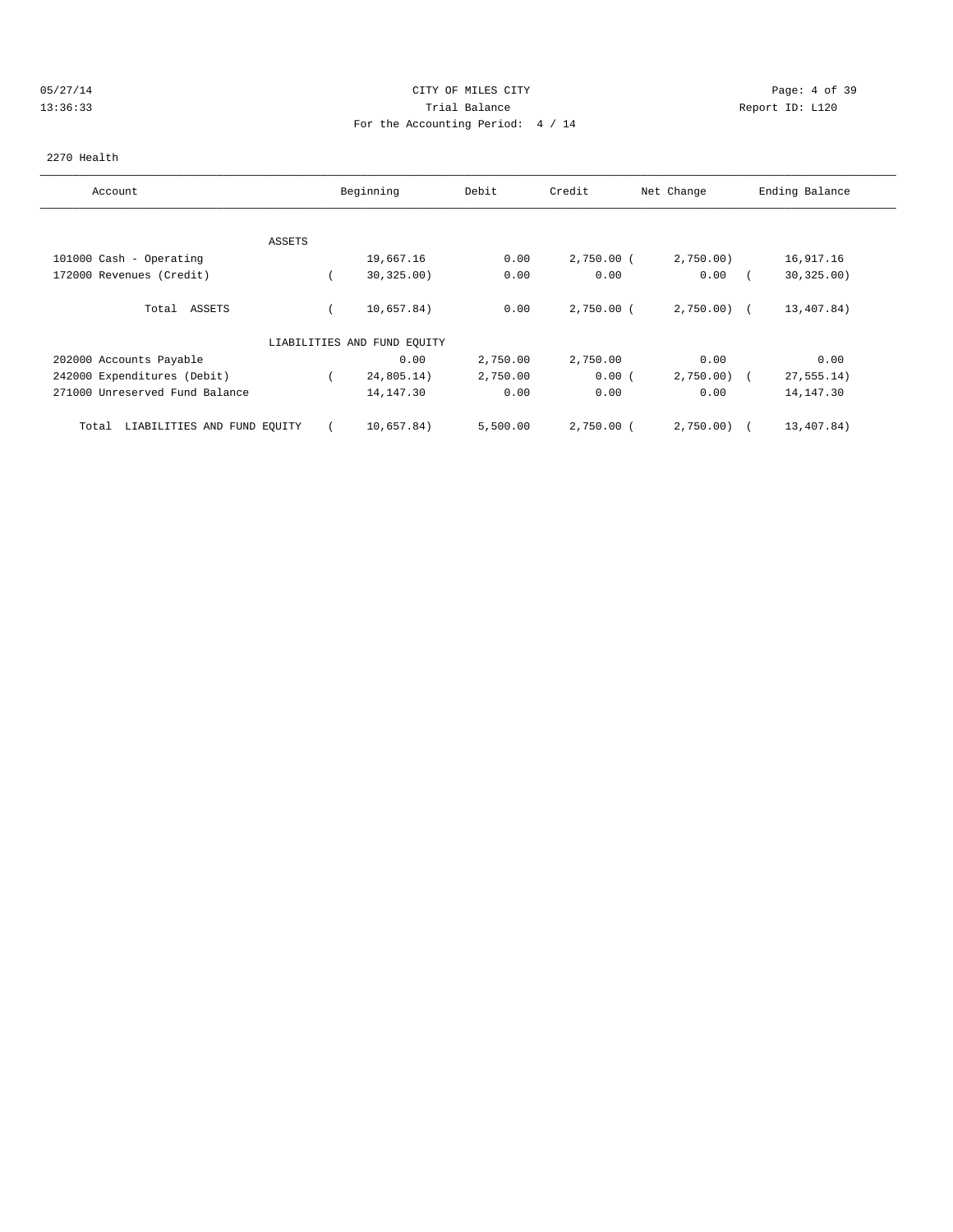05/27/14 CITY OF MILES CITY
13:36:33 Trial Balance Report ID: L120
For the Accounting Period: 4 / 14

2270 Health

| Account | Beginning | Debit | Credit | Net Change | Ending Balance |
|---|---|---|---|---|---|
| ASSETS | | | | | |
| 101000 Cash - Operating | 19,667.16 | 0.00 | 2,750.00 | ( 2,750.00) | 16,917.16 |
| 172000 Revenues (Credit) | ( 30,325.00) | 0.00 | 0.00 | 0.00 | ( 30,325.00) |
| Total ASSETS | ( 10,657.84) | 0.00 | 2,750.00 | ( 2,750.00) | ( 13,407.84) |
| LIABILITIES AND FUND EQUITY | | | | | |
| 202000 Accounts Payable | 0.00 | 2,750.00 | 2,750.00 | 0.00 | 0.00 |
| 242000 Expenditures (Debit) | ( 24,805.14) | 2,750.00 | 0.00 | ( 2,750.00) | ( 27,555.14) |
| 271000 Unreserved Fund Balance | 14,147.30 | 0.00 | 0.00 | 0.00 | 14,147.30 |
| Total LIABILITIES AND FUND EQUITY | ( 10,657.84) | 5,500.00 | 2,750.00 | ( 2,750.00) | ( 13,407.84) |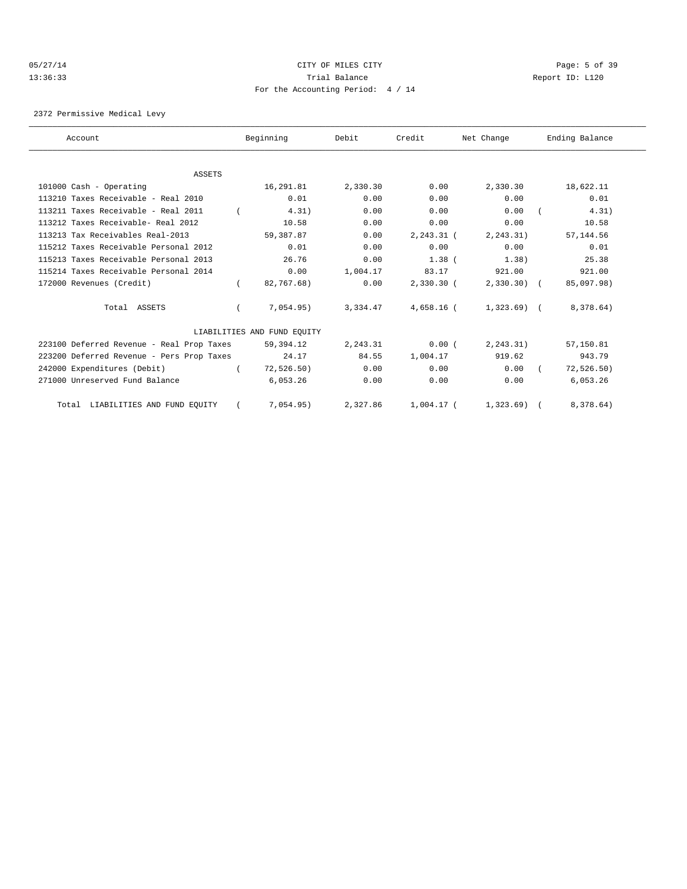CITY OF MILES CITY

Trial Balance

For the Accounting Period: 4 / 14

2372 Permissive Medical Levy

| Account | Beginning | Debit | Credit | Net Change | Ending Balance |
|---|---|---|---|---|---|
| ASSETS | | | | | |
| 101000 Cash - Operating | 16,291.81 | 2,330.30 | 0.00 | 2,330.30 | 18,622.11 |
| 113210 Taxes Receivable - Real 2010 | 0.01 | 0.00 | 0.00 | 0.00 | 0.01 |
| 113211 Taxes Receivable - Real 2011 | ( 4.31) | 0.00 | 0.00 | 0.00 | ( 4.31) |
| 113212 Taxes Receivable- Real 2012 | 10.58 | 0.00 | 0.00 | 0.00 | 10.58 |
| 113213 Tax Receivables Real-2013 | 59,387.87 | 0.00 | 2,243.31 | ( 2,243.31) | 57,144.56 |
| 115212 Taxes Receivable Personal 2012 | 0.01 | 0.00 | 0.00 | 0.00 | 0.01 |
| 115213 Taxes Receivable Personal 2013 | 26.76 | 0.00 | 1.38 | ( 1.38) | 25.38 |
| 115214 Taxes Receivable Personal 2014 | 0.00 | 1,004.17 | 83.17 | 921.00 | 921.00 |
| 172000 Revenues (Credit) | ( 82,767.68) | 0.00 | 2,330.30 | ( 2,330.30) | ( 85,097.98) |
| Total ASSETS | ( 7,054.95) | 3,334.47 | 4,658.16 | ( 1,323.69) | ( 8,378.64) |
| LIABILITIES AND FUND EQUITY | | | | | |
| 223100 Deferred Revenue - Real Prop Taxes | 59,394.12 | 2,243.31 | 0.00 | ( 2,243.31) | 57,150.81 |
| 223200 Deferred Revenue - Pers Prop Taxes | 24.17 | 84.55 | 1,004.17 | 919.62 | 943.79 |
| 242000 Expenditures (Debit) | ( 72,526.50) | 0.00 | 0.00 | 0.00 | ( 72,526.50) |
| 271000 Unreserved Fund Balance | 6,053.26 | 0.00 | 0.00 | 0.00 | 6,053.26 |
| Total LIABILITIES AND FUND EQUITY | ( 7,054.95) | 2,327.86 | 1,004.17 | ( 1,323.69) | ( 8,378.64) |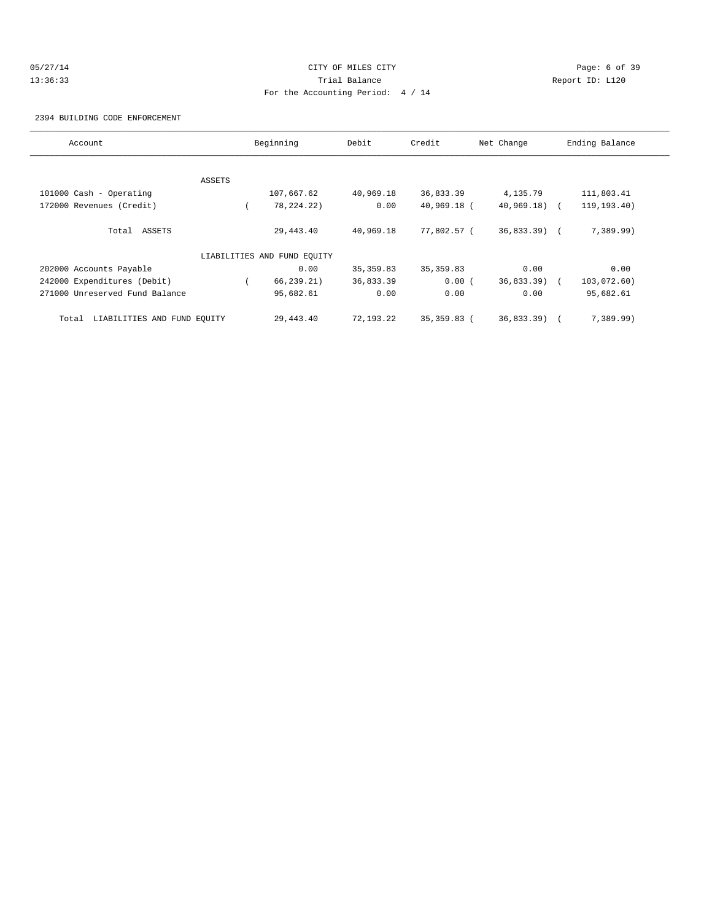CITY OF MILES CITY
Trial Balance
For the Accounting Period: 4 / 14

05/27/14
13:36:33

Report ID: L120

2394 BUILDING CODE ENFORCEMENT

| Account | Beginning | Debit | Credit | Net Change | Ending Balance |
|---|---|---|---|---|---|
| ASSETS | | | | | |
| 101000 Cash - Operating | 107,667.62 | 40,969.18 | 36,833.39 | 4,135.79 | 111,803.41 |
| 172000 Revenues (Credit) | ( 78,224.22) | 0.00 | 40,969.18 | ( 40,969.18) | ( 119,193.40) |
| Total ASSETS | 29,443.40 | 40,969.18 | 77,802.57 | ( 36,833.39) | ( 7,389.99) |
| LIABILITIES AND FUND EQUITY | | | | | |
| 202000 Accounts Payable | 0.00 | 35,359.83 | 35,359.83 | 0.00 | 0.00 |
| 242000 Expenditures (Debit) | ( 66,239.21) | 36,833.39 | 0.00 | ( 36,833.39) | ( 103,072.60) |
| 271000 Unreserved Fund Balance | 95,682.61 | 0.00 | 0.00 | 0.00 | 95,682.61 |
| Total LIABILITIES AND FUND EQUITY | 29,443.40 | 72,193.22 | 35,359.83 | ( 36,833.39) | ( 7,389.99) |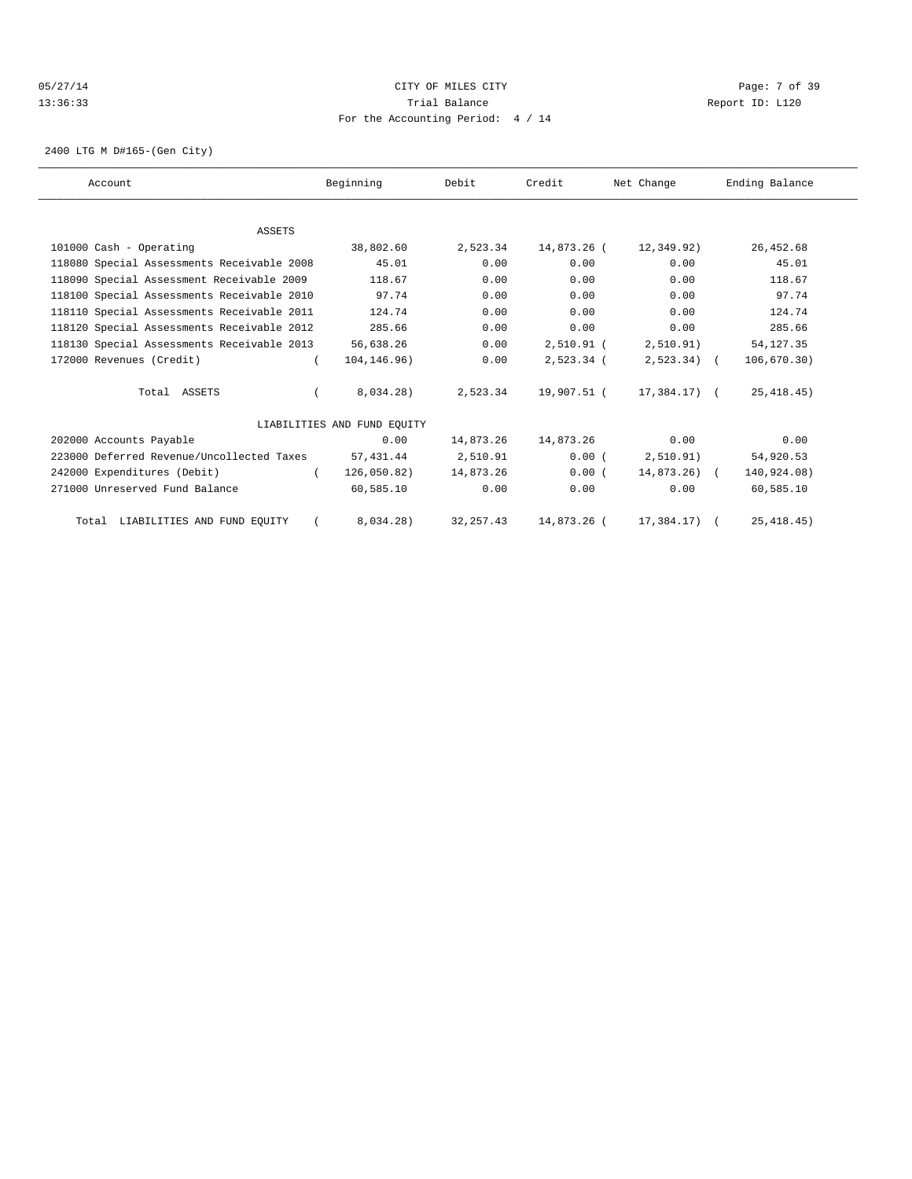CITY OF MILES CITY
Trial Balance
For the Accounting Period: 4 / 14

05/27/14
13:36:33

Report ID: L120

2400 LTG M D#165-(Gen City)

| Account | Beginning | Debit | Credit | Net Change | Ending Balance |
|---|---|---|---|---|---|
| ASSETS | | | | | |
| 101000 Cash - Operating | 38,802.60 | 2,523.34 | 14,873.26 | (12,349.92) | 26,452.68 |
| 118080 Special Assessments Receivable 2008 | 45.01 | 0.00 | 0.00 | 0.00 | 45.01 |
| 118090 Special Assessment Receivable 2009 | 118.67 | 0.00 | 0.00 | 0.00 | 118.67 |
| 118100 Special Assessments Receivable 2010 | 97.74 | 0.00 | 0.00 | 0.00 | 97.74 |
| 118110 Special Assessments Receivable 2011 | 124.74 | 0.00 | 0.00 | 0.00 | 124.74 |
| 118120 Special Assessments Receivable 2012 | 285.66 | 0.00 | 0.00 | 0.00 | 285.66 |
| 118130 Special Assessments Receivable 2013 | 56,638.26 | 0.00 | 2,510.91 | (2,510.91) | 54,127.35 |
| 172000 Revenues (Credit) | (104,146.96) | 0.00 | 2,523.34 | (2,523.34) | (106,670.30) |
| Total ASSETS | (8,034.28) | 2,523.34 | 19,907.51 | (17,384.17) | (25,418.45) |
| LIABILITIES AND FUND EQUITY | | | | | |
| 202000 Accounts Payable | 0.00 | 14,873.26 | 14,873.26 | 0.00 | 0.00 |
| 223000 Deferred Revenue/Uncollected Taxes | 57,431.44 | 2,510.91 | 0.00 | (2,510.91) | 54,920.53 |
| 242000 Expenditures (Debit) | (126,050.82) | 14,873.26 | 0.00 | (14,873.26) | (140,924.08) |
| 271000 Unreserved Fund Balance | 60,585.10 | 0.00 | 0.00 | 0.00 | 60,585.10 |
| Total LIABILITIES AND FUND EQUITY | (8,034.28) | 32,257.43 | 14,873.26 | (17,384.17) | (25,418.45) |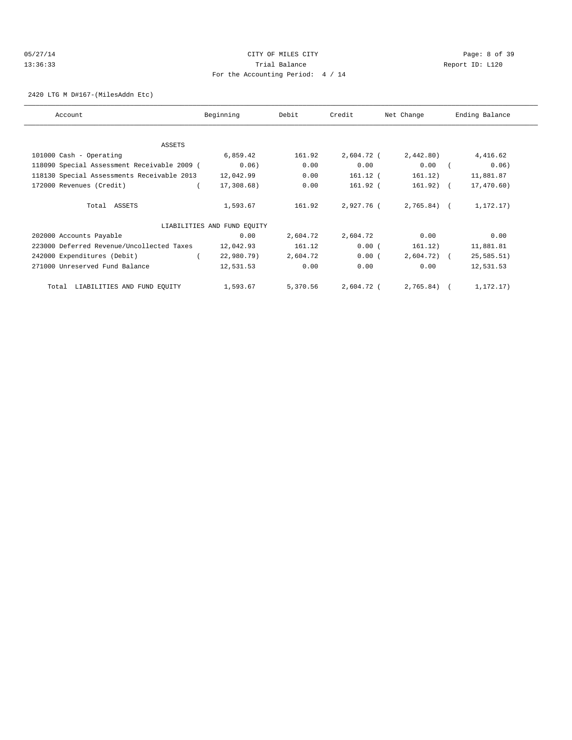CITY OF MILES CITY

Trial Balance

For the Accounting Period: 4 / 14

05/27/14 13:36:33 Report ID: L120

2420 LTG M D#167-(MilesAddn Etc)

| Account | Beginning | Debit | Credit | Net Change | Ending Balance |
|---|---|---|---|---|---|
| ASSETS | | | | | |
| 101000 Cash - Operating | 6,859.42 | 161.92 | 2,604.72 | ( 2,442.80) | 4,416.62 |
| 118090 Special Assessment Receivable 2009 | ( 0.06) | 0.00 | 0.00 | 0.00 | ( 0.06) |
| 118130 Special Assessments Receivable 2013 | 12,042.99 | 0.00 | 161.12 | ( 161.12) | 11,881.87 |
| 172000 Revenues (Credit) | ( 17,308.68) | 0.00 | 161.92 | ( 161.92) | ( 17,470.60) |
| Total ASSETS | 1,593.67 | 161.92 | 2,927.76 | ( 2,765.84) | ( 1,172.17) |
| LIABILITIES AND FUND EQUITY | | | | | |
| 202000 Accounts Payable | 0.00 | 2,604.72 | 2,604.72 | 0.00 | 0.00 |
| 223000 Deferred Revenue/Uncollected Taxes | 12,042.93 | 161.12 | 0.00 | ( 161.12) | 11,881.81 |
| 242000 Expenditures (Debit) | ( 22,980.79) | 2,604.72 | 0.00 | ( 2,604.72) | ( 25,585.51) |
| 271000 Unreserved Fund Balance | 12,531.53 | 0.00 | 0.00 | 0.00 | 12,531.53 |
| Total LIABILITIES AND FUND EQUITY | 1,593.67 | 5,370.56 | 2,604.72 | ( 2,765.84) | ( 1,172.17) |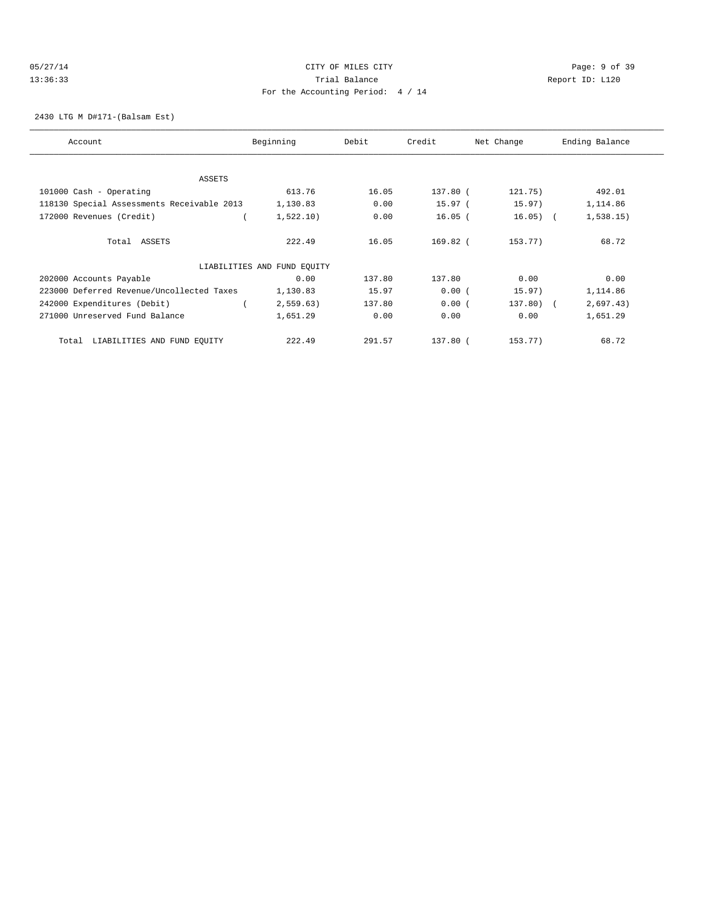CITY OF MILES CITY

Trial Balance

For the Accounting Period: 4 / 14

05/27/14

13:36:33

Report ID: L120

2430 LTG M D#171-(Balsam Est)

| Account | Beginning | Debit | Credit | Net Change | Ending Balance |
|---|---|---|---|---|---|
| ASSETS | | | | | |
| 101000 Cash - Operating | 613.76 | 16.05 | 137.80 | (121.75) | 492.01 |
| 118130 Special Assessments Receivable 2013 | 1,130.83 | 0.00 | 15.97 | (15.97) | 1,114.86 |
| 172000 Revenues (Credit) | (1,522.10) | 0.00 | 16.05 | (16.05) | (1,538.15) |
| Total ASSETS | 222.49 | 16.05 | 169.82 | (153.77) | 68.72 |
| LIABILITIES AND FUND EQUITY | | | | | |
| 202000 Accounts Payable | 0.00 | 137.80 | 137.80 | 0.00 | 0.00 |
| 223000 Deferred Revenue/Uncollected Taxes | 1,130.83 | 15.97 | 0.00 | (15.97) | 1,114.86 |
| 242000 Expenditures (Debit) | (2,559.63) | 137.80 | 0.00 | (137.80) | (2,697.43) |
| 271000 Unreserved Fund Balance | 1,651.29 | 0.00 | 0.00 | 0.00 | 1,651.29 |
| Total LIABILITIES AND FUND EQUITY | 222.49 | 291.57 | 137.80 | (153.77) | 68.72 |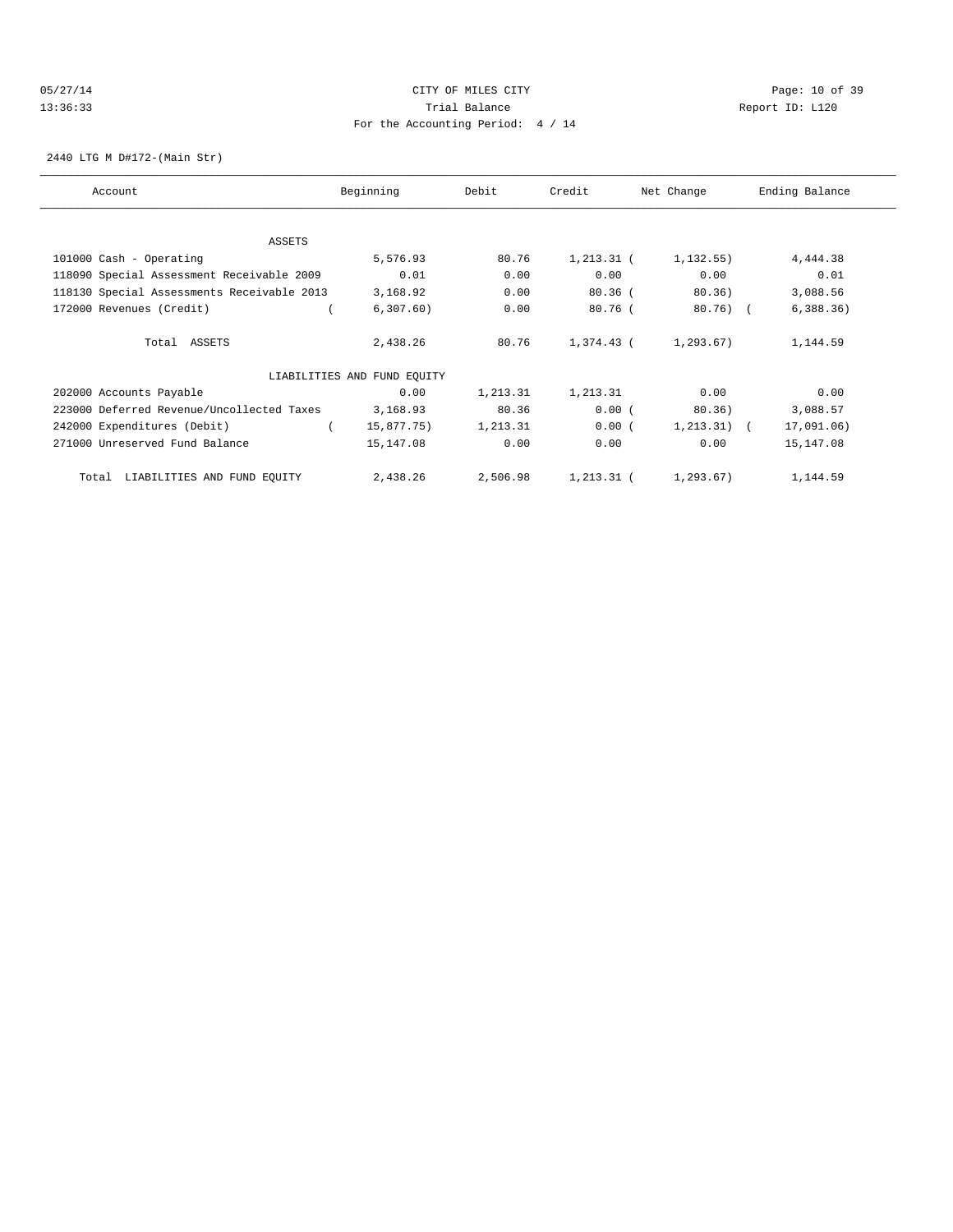CITY OF MILES CITY
Trial Balance
For the Accounting Period: 4 / 14

05/27/14 13:36:33 — Report ID: L120

2440 LTG M D#172-(Main Str)

| Account | Beginning | Debit | Credit | Net Change | Ending Balance |
|---|---|---|---|---|---|
| **ASSETS** | | | | | |
| 101000 Cash - Operating | 5,576.93 | 80.76 | 1,213.31 | ( 1,132.55) | 4,444.38 |
| 118090 Special Assessment Receivable 2009 | 0.01 | 0.00 | 0.00 | 0.00 | 0.01 |
| 118130 Special Assessments Receivable 2013 | 3,168.92 | 0.00 | 80.36 | ( 80.36) | 3,088.56 |
| 172000 Revenues (Credit) | ( 6,307.60) | 0.00 | 80.76 | ( 80.76) | ( 6,388.36) |
| Total ASSETS | 2,438.26 | 80.76 | 1,374.43 | ( 1,293.67) | 1,144.59 |
| **LIABILITIES AND FUND EQUITY** | | | | | |
| 202000 Accounts Payable | 0.00 | 1,213.31 | 1,213.31 | 0.00 | 0.00 |
| 223000 Deferred Revenue/Uncollected Taxes | 3,168.93 | 80.36 | 0.00 | ( 80.36) | 3,088.57 |
| 242000 Expenditures (Debit) | ( 15,877.75) | 1,213.31 | 0.00 | ( 1,213.31) | ( 17,091.06) |
| 271000 Unreserved Fund Balance | 15,147.08 | 0.00 | 0.00 | 0.00 | 15,147.08 |
| Total LIABILITIES AND FUND EQUITY | 2,438.26 | 2,506.98 | 1,213.31 | ( 1,293.67) | 1,144.59 |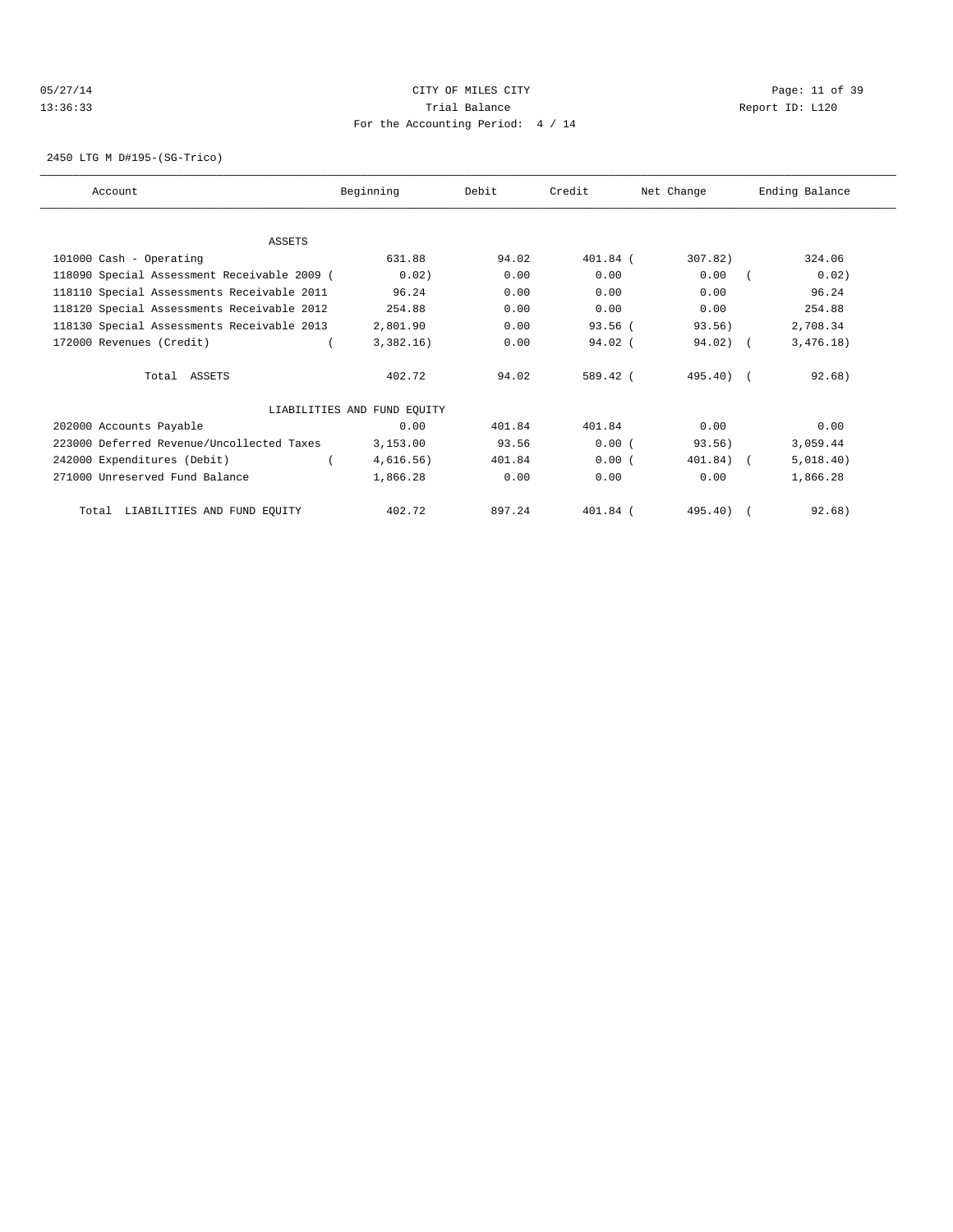CITY OF MILES CITY
Trial Balance
For the Accounting Period: 4 / 14

05/27/14
13:36:33

Report ID: L120

2450 LTG M D#195-(SG-Trico)

| Account | Beginning | Debit | Credit | Net Change | Ending Balance |
|---|---|---|---|---|---|
| ASSETS | | | | | |
| 101000 Cash - Operating | 631.88 | 94.02 | 401.84 | (307.82) | 324.06 |
| 118090 Special Assessment Receivable 2009 | (0.02) | 0.00 | 0.00 | 0.00 | (0.02) |
| 118110 Special Assessments Receivable 2011 | 96.24 | 0.00 | 0.00 | 0.00 | 96.24 |
| 118120 Special Assessments Receivable 2012 | 254.88 | 0.00 | 0.00 | 0.00 | 254.88 |
| 118130 Special Assessments Receivable 2013 | 2,801.90 | 0.00 | 93.56 | (93.56) | 2,708.34 |
| 172000 Revenues (Credit) | (3,382.16) | 0.00 | 94.02 | (94.02) | (3,476.18) |
| Total ASSETS | 402.72 | 94.02 | 589.42 | (495.40) | (92.68) |
| LIABILITIES AND FUND EQUITY | | | | | |
| 202000 Accounts Payable | 0.00 | 401.84 | 401.84 | 0.00 | 0.00 |
| 223000 Deferred Revenue/Uncollected Taxes | 3,153.00 | 93.56 | 0.00 | (93.56) | 3,059.44 |
| 242000 Expenditures (Debit) | (4,616.56) | 401.84 | 0.00 | (401.84) | (5,018.40) |
| 271000 Unreserved Fund Balance | 1,866.28 | 0.00 | 0.00 | 0.00 | 1,866.28 |
| Total LIABILITIES AND FUND EQUITY | 402.72 | 897.24 | 401.84 | (495.40) | (92.68) |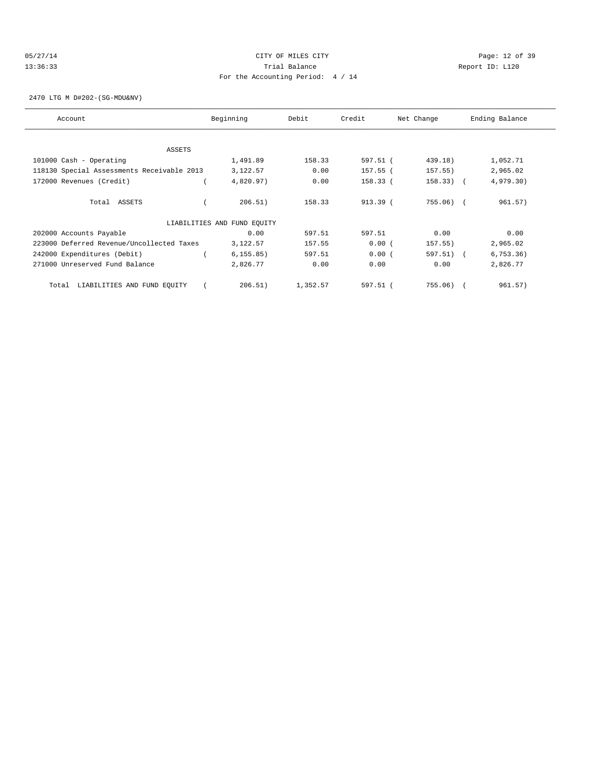CITY OF MILES CITY
Trial Balance
For the Accounting Period: 4 / 14

05/27/14
13:36:33

Report ID: L120

2470 LTG M D#202-(SG-MDU&NV)

| Account | Beginning | Debit | Credit | Net Change | Ending Balance |
|---|---|---|---|---|---|
| ASSETS | | | | | |
| 101000 Cash - Operating | 1,491.89 | 158.33 | 597.51 | ( 439.18) | 1,052.71 |
| 118130 Special Assessments Receivable 2013 | 3,122.57 | 0.00 | 157.55 | ( 157.55) | 2,965.02 |
| 172000 Revenues (Credit) | ( 4,820.97) | 0.00 | 158.33 | ( 158.33) | ( 4,979.30) |
| Total ASSETS | ( 206.51) | 158.33 | 913.39 | ( 755.06) | ( 961.57) |
| LIABILITIES AND FUND EQUITY | | | | | |
| 202000 Accounts Payable | 0.00 | 597.51 | 597.51 | 0.00 | 0.00 |
| 223000 Deferred Revenue/Uncollected Taxes | 3,122.57 | 157.55 | 0.00 | ( 157.55) | 2,965.02 |
| 242000 Expenditures (Debit) | ( 6,155.85) | 597.51 | 0.00 | ( 597.51) | ( 6,753.36) |
| 271000 Unreserved Fund Balance | 2,826.77 | 0.00 | 0.00 | 0.00 | 2,826.77 |
| Total LIABILITIES AND FUND EQUITY | ( 206.51) | 1,352.57 | 597.51 | ( 755.06) | ( 961.57) |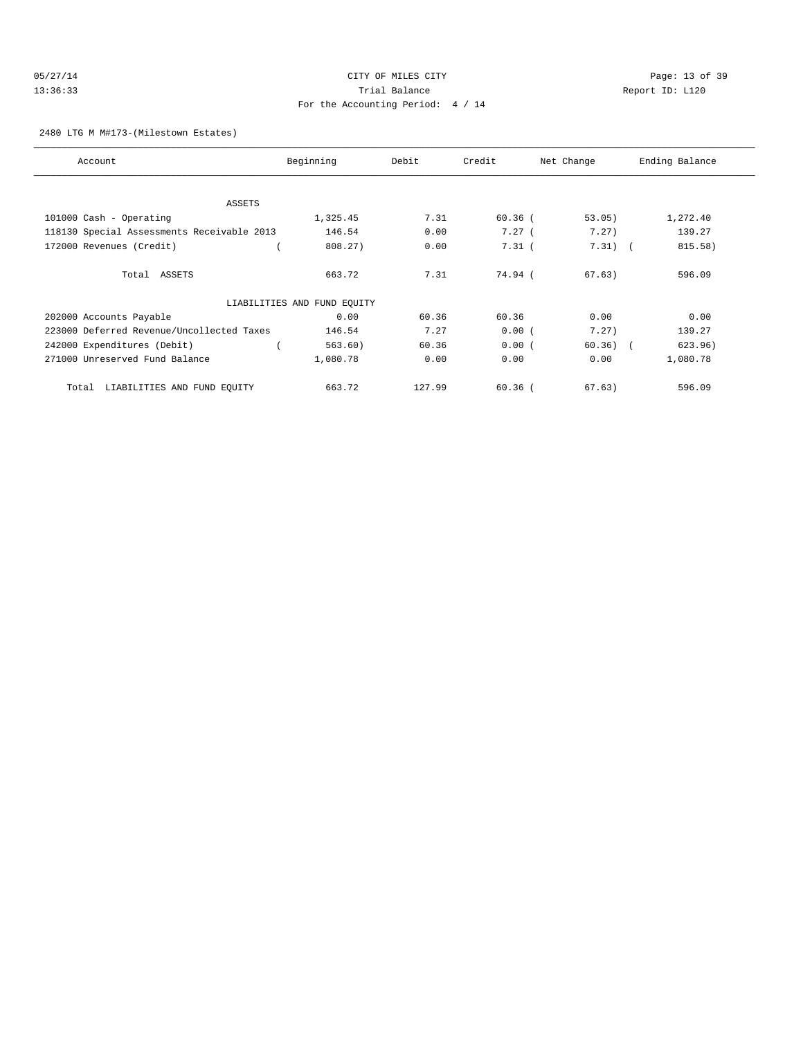CITY OF MILES CITY

Trial Balance

For the Accounting Period: 4 / 14

2480 LTG M M#173-(Milestown Estates)

| Account | Beginning | Debit | Credit | Net Change | Ending Balance |
|---|---|---|---|---|---|
| ASSETS | | | | | |
| 101000 Cash - Operating | 1,325.45 | 7.31 | 60.36 | ( 53.05) | 1,272.40 |
| 118130 Special Assessments Receivable 2013 | 146.54 | 0.00 | 7.27 | ( 7.27) | 139.27 |
| 172000 Revenues (Credit) | ( 808.27) | 0.00 | 7.31 | ( 7.31) | ( 815.58) |
| Total ASSETS | 663.72 | 7.31 | 74.94 | ( 67.63) | 596.09 |
| LIABILITIES AND FUND EQUITY | | | | | |
| 202000 Accounts Payable | 0.00 | 60.36 | 60.36 | 0.00 | 0.00 |
| 223000 Deferred Revenue/Uncollected Taxes | 146.54 | 7.27 | 0.00 | ( 7.27) | 139.27 |
| 242000 Expenditures (Debit) | ( 563.60) | 60.36 | 0.00 | ( 60.36) | ( 623.96) |
| 271000 Unreserved Fund Balance | 1,080.78 | 0.00 | 0.00 | 0.00 | 1,080.78 |
| Total LIABILITIES AND FUND EQUITY | 663.72 | 127.99 | 60.36 | ( 67.63) | 596.09 |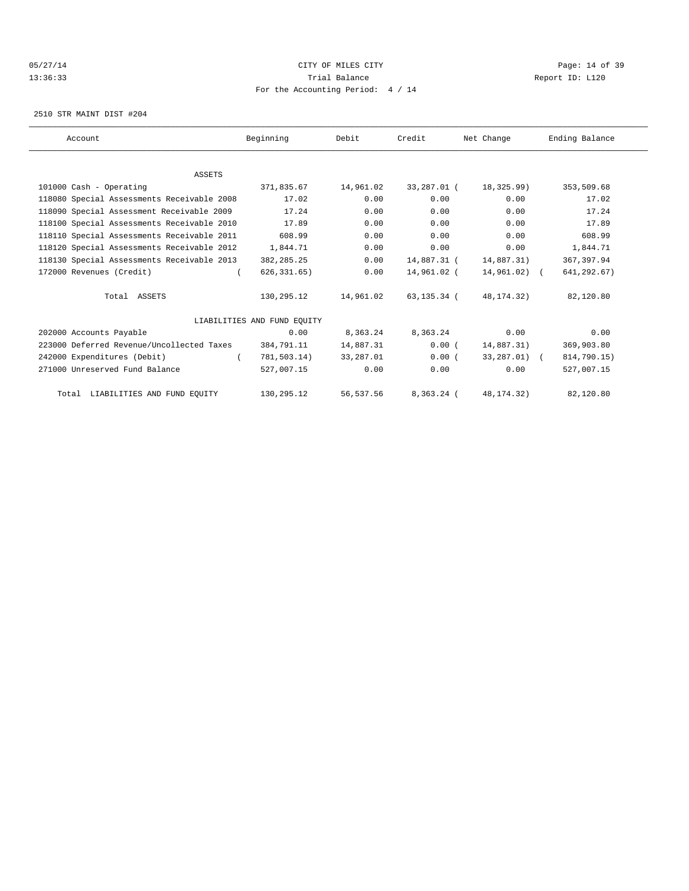# CITY OF MILES CITY

Trial Balance

For the Accounting Period: 4 / 14

05/27/14 13:36:33 — Report ID: L120

2510 STR MAINT DIST #204

| Account | Beginning | Debit | Credit | Net Change | Ending Balance |
|---|---|---|---|---|---|
| **ASSETS** | | | | | |
| 101000 Cash - Operating | 371,835.67 | 14,961.02 | 33,287.01 | (18,325.99) | 353,509.68 |
| 118080 Special Assessments Receivable 2008 | 17.02 | 0.00 | 0.00 | 0.00 | 17.02 |
| 118090 Special Assessment Receivable 2009 | 17.24 | 0.00 | 0.00 | 0.00 | 17.24 |
| 118100 Special Assessments Receivable 2010 | 17.89 | 0.00 | 0.00 | 0.00 | 17.89 |
| 118110 Special Assessments Receivable 2011 | 608.99 | 0.00 | 0.00 | 0.00 | 608.99 |
| 118120 Special Assessments Receivable 2012 | 1,844.71 | 0.00 | 0.00 | 0.00 | 1,844.71 |
| 118130 Special Assessments Receivable 2013 | 382,285.25 | 0.00 | 14,887.31 | (14,887.31) | 367,397.94 |
| 172000 Revenues (Credit) | (626,331.65) | 0.00 | 14,961.02 | (14,961.02) | (641,292.67) |
| Total ASSETS | 130,295.12 | 14,961.02 | 63,135.34 | (48,174.32) | 82,120.80 |
| **LIABILITIES AND FUND EQUITY** | | | | | |
| 202000 Accounts Payable | 0.00 | 8,363.24 | 8,363.24 | 0.00 | 0.00 |
| 223000 Deferred Revenue/Uncollected Taxes | 384,791.11 | 14,887.31 | 0.00 | (14,887.31) | 369,903.80 |
| 242000 Expenditures (Debit) | (781,503.14) | 33,287.01 | 0.00 | (33,287.01) | (814,790.15) |
| 271000 Unreserved Fund Balance | 527,007.15 | 0.00 | 0.00 | 0.00 | 527,007.15 |
| Total LIABILITIES AND FUND EQUITY | 130,295.12 | 56,537.56 | 8,363.24 | (48,174.32) | 82,120.80 |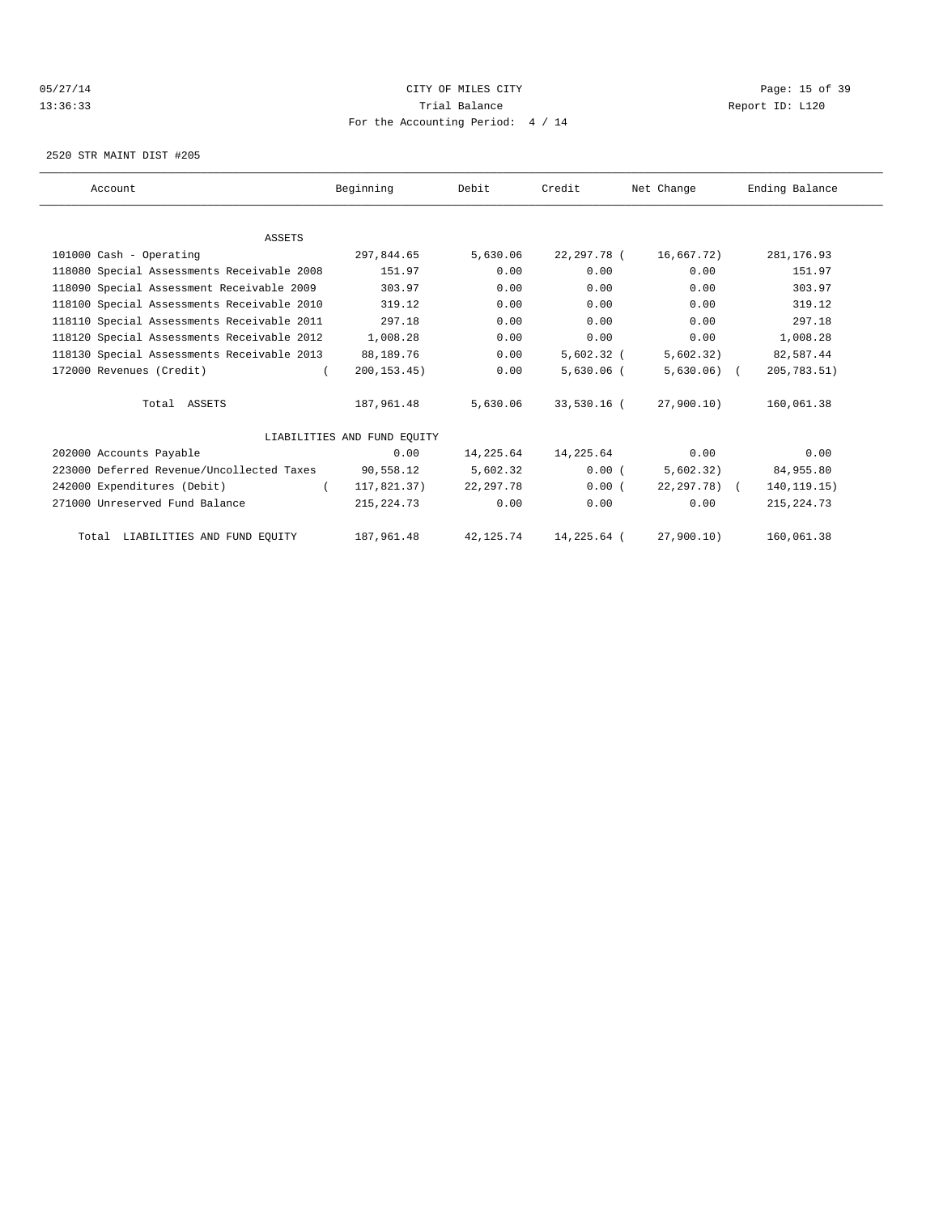CITY OF MILES CITY
Trial Balance
For the Accounting Period: 4 / 14

2520 STR MAINT DIST #205

| Account | Beginning | Debit | Credit | Net Change | Ending Balance |
|---|---|---|---|---|---|
| ASSETS | | | | | |
| 101000 Cash - Operating | 297,844.65 | 5,630.06 | 22,297.78 | ( 16,667.72) | 281,176.93 |
| 118080 Special Assessments Receivable 2008 | 151.97 | 0.00 | 0.00 | 0.00 | 151.97 |
| 118090 Special Assessment Receivable 2009 | 303.97 | 0.00 | 0.00 | 0.00 | 303.97 |
| 118100 Special Assessments Receivable 2010 | 319.12 | 0.00 | 0.00 | 0.00 | 319.12 |
| 118110 Special Assessments Receivable 2011 | 297.18 | 0.00 | 0.00 | 0.00 | 297.18 |
| 118120 Special Assessments Receivable 2012 | 1,008.28 | 0.00 | 0.00 | 0.00 | 1,008.28 |
| 118130 Special Assessments Receivable 2013 | 88,189.76 | 0.00 | 5,602.32 | ( 5,602.32) | 82,587.44 |
| 172000 Revenues (Credit) | ( 200,153.45) | 0.00 | 5,630.06 | ( 5,630.06) | ( 205,783.51) |
| Total ASSETS | 187,961.48 | 5,630.06 | 33,530.16 | ( 27,900.10) | 160,061.38 |
| LIABILITIES AND FUND EQUITY | | | | | |
| 202000 Accounts Payable | 0.00 | 14,225.64 | 14,225.64 | 0.00 | 0.00 |
| 223000 Deferred Revenue/Uncollected Taxes | 90,558.12 | 5,602.32 | 0.00 | ( 5,602.32) | 84,955.80 |
| 242000 Expenditures (Debit) | ( 117,821.37) | 22,297.78 | 0.00 | ( 22,297.78) | ( 140,119.15) |
| 271000 Unreserved Fund Balance | 215,224.73 | 0.00 | 0.00 | 0.00 | 215,224.73 |
| Total LIABILITIES AND FUND EQUITY | 187,961.48 | 42,125.74 | 14,225.64 | ( 27,900.10) | 160,061.38 |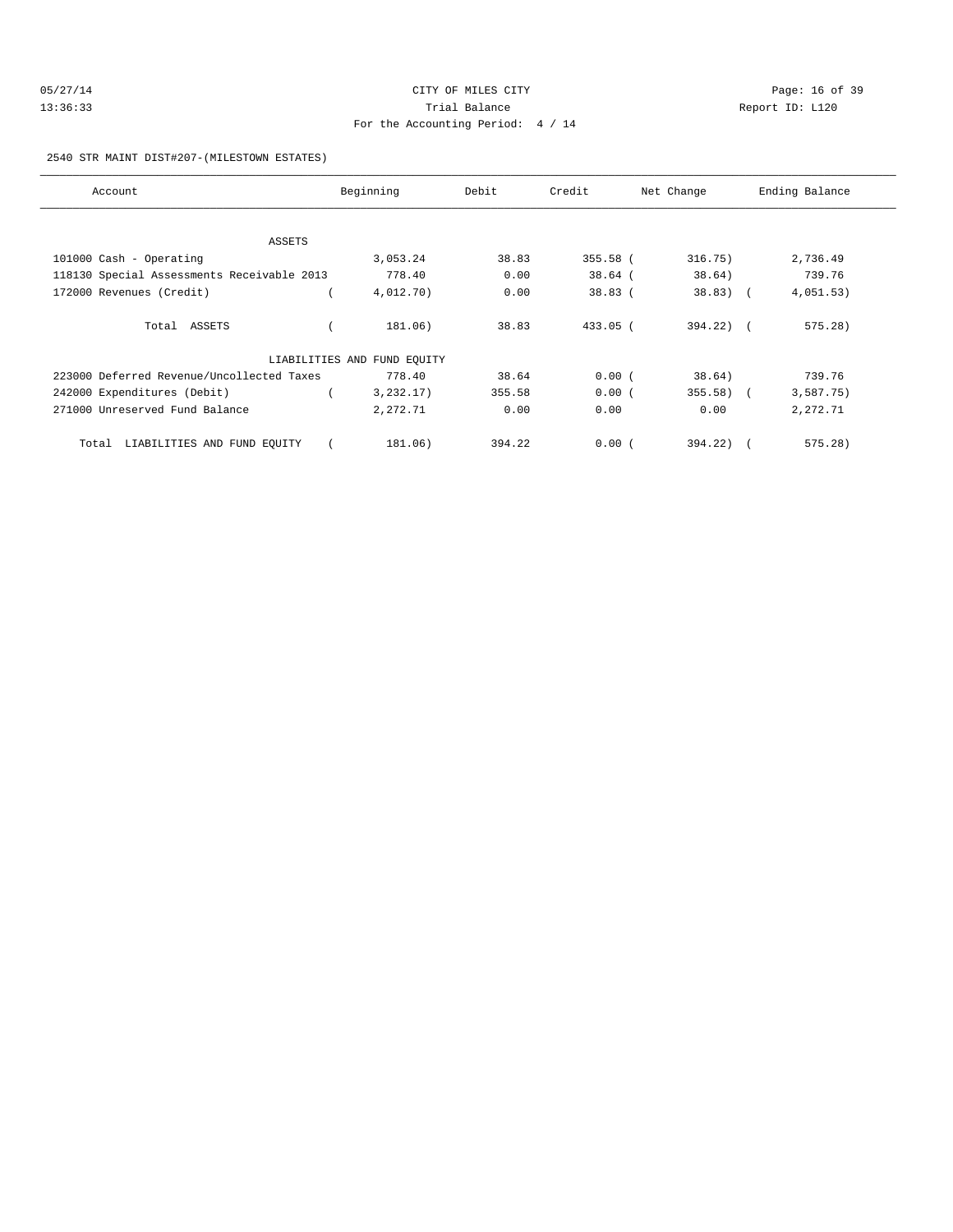CITY OF MILES CITY

Trial Balance

For the Accounting Period: 4 / 14

2540 STR MAINT DIST#207-(MILESTOWN ESTATES)

| Account | Beginning | Debit | Credit | Net Change | Ending Balance |
|---|---|---|---|---|---|
| ASSETS | | | | | |
| 101000 Cash - Operating | 3,053.24 | 38.83 | 355.58 | ( 316.75) | 2,736.49 |
| 118130 Special Assessments Receivable 2013 | 778.40 | 0.00 | 38.64 | ( 38.64) | 739.76 |
| 172000 Revenues (Credit) | ( 4,012.70) | 0.00 | 38.83 | ( 38.83) | ( 4,051.53) |
| Total ASSETS | ( 181.06) | 38.83 | 433.05 | ( 394.22) | ( 575.28) |
| LIABILITIES AND FUND EQUITY | | | | | |
| 223000 Deferred Revenue/Uncollected Taxes | 778.40 | 38.64 | 0.00 | ( 38.64) | 739.76 |
| 242000 Expenditures (Debit) | ( 3,232.17) | 355.58 | 0.00 | ( 355.58) | ( 3,587.75) |
| 271000 Unreserved Fund Balance | 2,272.71 | 0.00 | 0.00 | 0.00 | 2,272.71 |
| Total LIABILITIES AND FUND EQUITY | ( 181.06) | 394.22 | 0.00 | ( 394.22) | ( 575.28) |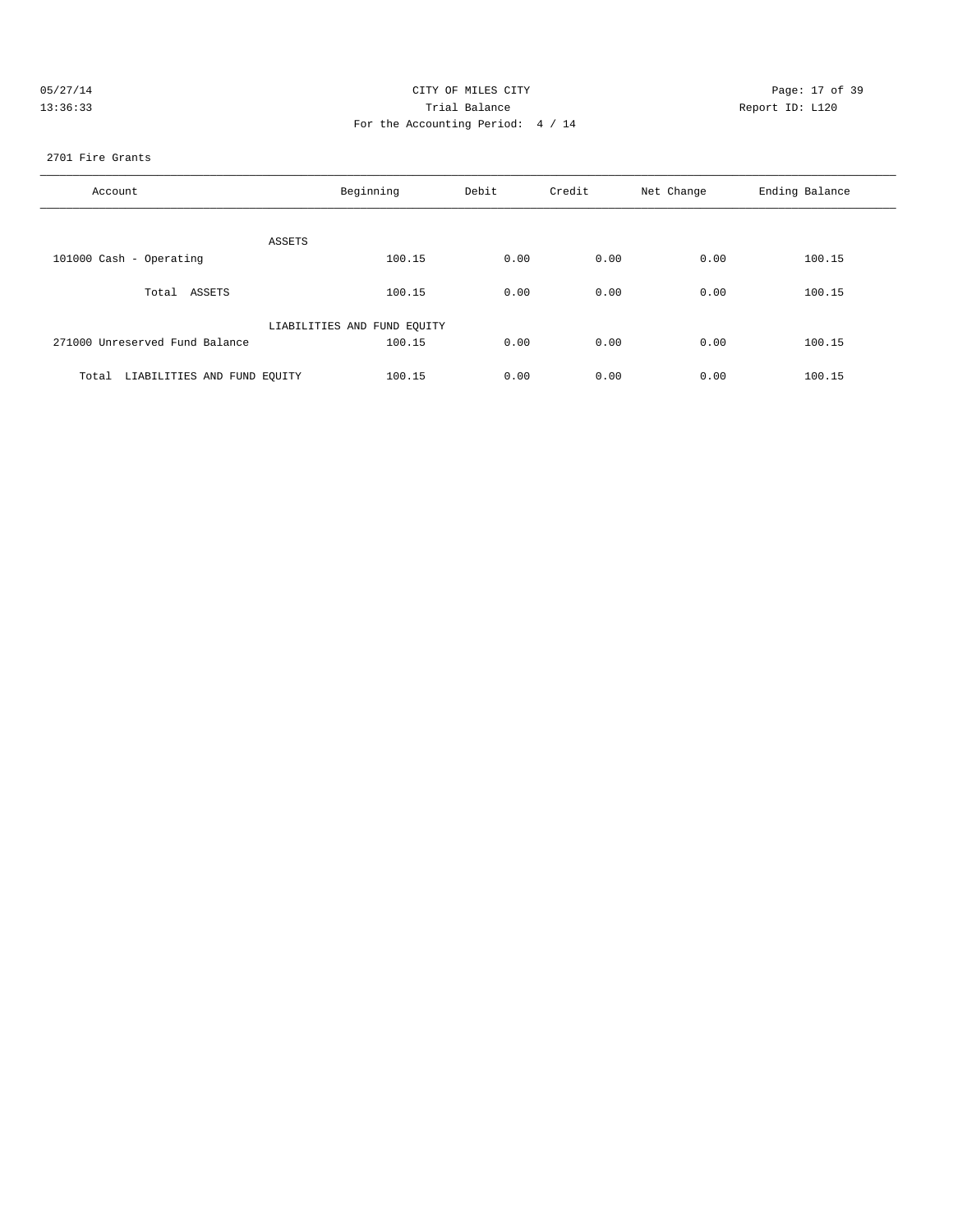CITY OF MILES CITY
Trial Balance
For the Accounting Period: 4 / 14

05/27/14
13:36:33

Report ID: L120

2701 Fire Grants

| Account | Beginning | Debit | Credit | Net Change | Ending Balance |
|---|---|---|---|---|---|
| ASSETS | | | | | |
| 101000 Cash - Operating | 100.15 | 0.00 | 0.00 | 0.00 | 100.15 |
| Total ASSETS | 100.15 | 0.00 | 0.00 | 0.00 | 100.15 |
| LIABILITIES AND FUND EQUITY | | | | | |
| 271000 Unreserved Fund Balance | 100.15 | 0.00 | 0.00 | 0.00 | 100.15 |
| Total LIABILITIES AND FUND EQUITY | 100.15 | 0.00 | 0.00 | 0.00 | 100.15 |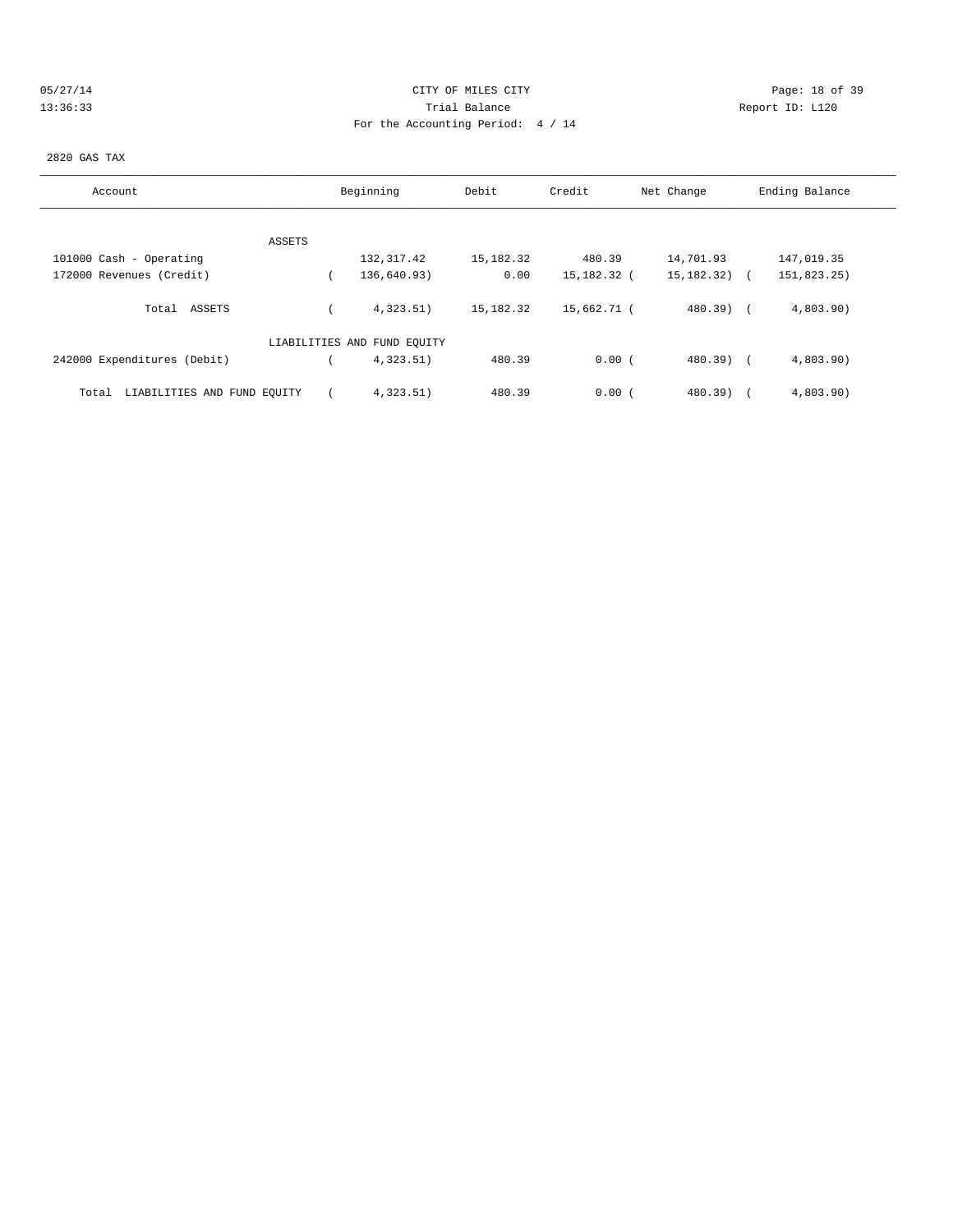CITY OF MILES CITY
Trial Balance
For the Accounting Period: 4 / 14

05/27/14
13:36:33

Report ID: L120

2820 GAS TAX

| Account | Beginning | Debit | Credit | Net Change | Ending Balance |
|---|---|---|---|---|---|
| ASSETS | | | | | |
| 101000 Cash - Operating | 132,317.42 | 15,182.32 | 480.39 | 14,701.93 | 147,019.35 |
| 172000 Revenues (Credit) | ( 136,640.93) | 0.00 | 15,182.32 | ( 15,182.32) | ( 151,823.25) |
| Total ASSETS | ( 4,323.51) | 15,182.32 | 15,662.71 | ( 480.39) | ( 4,803.90) |
| LIABILITIES AND FUND EQUITY | | | | | |
| 242000 Expenditures (Debit) | ( 4,323.51) | 480.39 | 0.00 | ( 480.39) | ( 4,803.90) |
| Total LIABILITIES AND FUND EQUITY | ( 4,323.51) | 480.39 | 0.00 | ( 480.39) | ( 4,803.90) |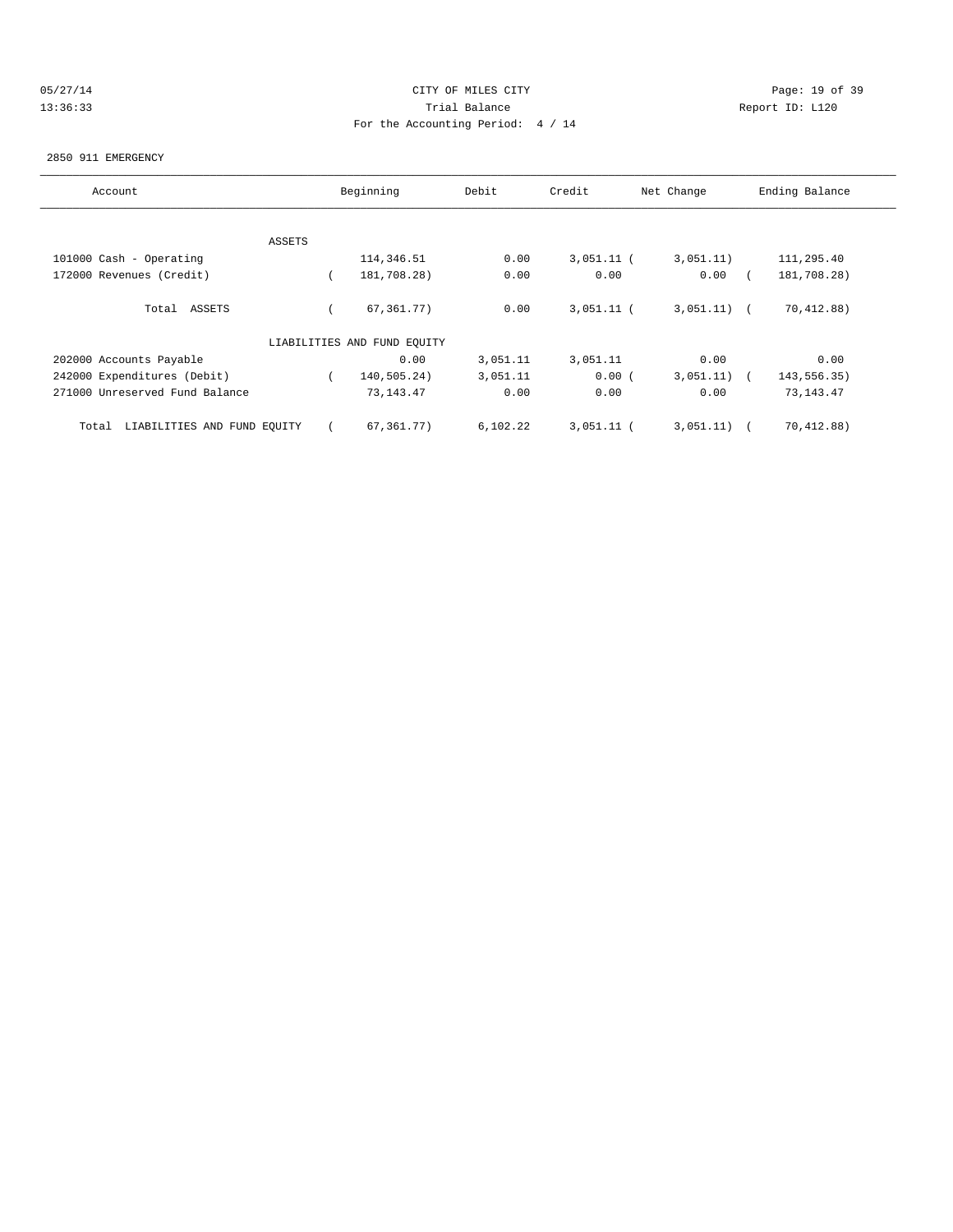CITY OF MILES CITY

Trial Balance

For the Accounting Period: 4 / 14

2850 911 EMERGENCY

| Account | Beginning | Debit | Credit | Net Change | Ending Balance |
|---|---|---|---|---|---|
| ASSETS | | | | | |
| 101000 Cash - Operating | 114,346.51 | 0.00 | 3,051.11 | (3,051.11) | 111,295.40 |
| 172000 Revenues (Credit) | (181,708.28) | 0.00 | 0.00 | 0.00 | (181,708.28) |
| Total ASSETS | (67,361.77) | 0.00 | 3,051.11 | (3,051.11) | (70,412.88) |
| LIABILITIES AND FUND EQUITY | | | | | |
| 202000 Accounts Payable | 0.00 | 3,051.11 | 3,051.11 | 0.00 | 0.00 |
| 242000 Expenditures (Debit) | (140,505.24) | 3,051.11 | 0.00 | (3,051.11) | (143,556.35) |
| 271000 Unreserved Fund Balance | 73,143.47 | 0.00 | 0.00 | 0.00 | 73,143.47 |
| Total LIABILITIES AND FUND EQUITY | (67,361.77) | 6,102.22 | 3,051.11 | (3,051.11) | (70,412.88) |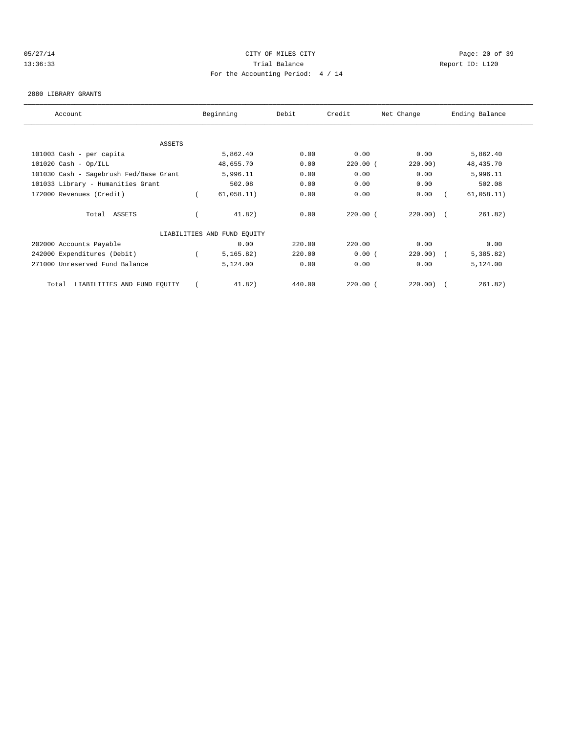CITY OF MILES CITY
Trial Balance
For the Accounting Period: 4 / 14

05/27/14
13:36:33

Report ID: L120

2880 LIBRARY GRANTS

| Account | Beginning | Debit | Credit | Net Change | Ending Balance |
|---|---|---|---|---|---|
| ASSETS | | | | | |
| 101003 Cash - per capita | 5,862.40 | 0.00 | 0.00 | 0.00 | 5,862.40 |
| 101020 Cash - Op/ILL | 48,655.70 | 0.00 | 220.00 | (220.00) | 48,435.70 |
| 101030 Cash - Sagebrush Fed/Base Grant | 5,996.11 | 0.00 | 0.00 | 0.00 | 5,996.11 |
| 101033 Library - Humanities Grant | 502.08 | 0.00 | 0.00 | 0.00 | 502.08 |
| 172000 Revenues (Credit) | (61,058.11) | 0.00 | 0.00 | 0.00 | (61,058.11) |
| Total ASSETS | (41.82) | 0.00 | 220.00 | (220.00) | (261.82) |
| LIABILITIES AND FUND EQUITY | | | | | |
| 202000 Accounts Payable | 0.00 | 220.00 | 220.00 | 0.00 | 0.00 |
| 242000 Expenditures (Debit) | (5,165.82) | 220.00 | 0.00 | (220.00) | (5,385.82) |
| 271000 Unreserved Fund Balance | 5,124.00 | 0.00 | 0.00 | 0.00 | 5,124.00 |
| Total LIABILITIES AND FUND EQUITY | (41.82) | 440.00 | 220.00 | (220.00) | (261.82) |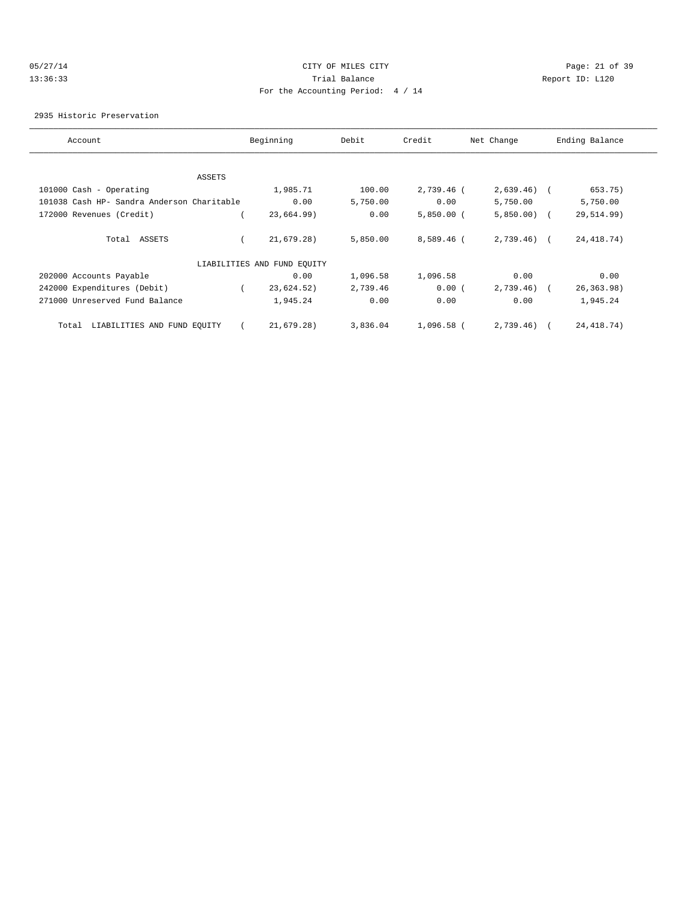CITY OF MILES CITY

Trial Balance

For the Accounting Period: 4 / 14

05/27/14 13:36:33 — Report ID: L120

2935 Historic Preservation

| Account | Beginning | Debit | Credit | Net Change | Ending Balance |
|---|---|---|---|---|---|
| ASSETS | | | | | |
| 101000 Cash - Operating | 1,985.71 | 100.00 | 2,739.46 | ( 2,639.46) | ( 653.75) |
| 101038 Cash HP- Sandra Anderson Charitable | 0.00 | 5,750.00 | 0.00 | 5,750.00 | 5,750.00 |
| 172000 Revenues (Credit) | ( 23,664.99) | 0.00 | 5,850.00 | ( 5,850.00) | ( 29,514.99) |
| Total ASSETS | ( 21,679.28) | 5,850.00 | 8,589.46 | ( 2,739.46) | ( 24,418.74) |
| LIABILITIES AND FUND EQUITY | | | | | |
| 202000 Accounts Payable | 0.00 | 1,096.58 | 1,096.58 | 0.00 | 0.00 |
| 242000 Expenditures (Debit) | ( 23,624.52) | 2,739.46 | 0.00 | ( 2,739.46) | ( 26,363.98) |
| 271000 Unreserved Fund Balance | 1,945.24 | 0.00 | 0.00 | 0.00 | 1,945.24 |
| Total LIABILITIES AND FUND EQUITY | ( 21,679.28) | 3,836.04 | 1,096.58 | ( 2,739.46) | ( 24,418.74) |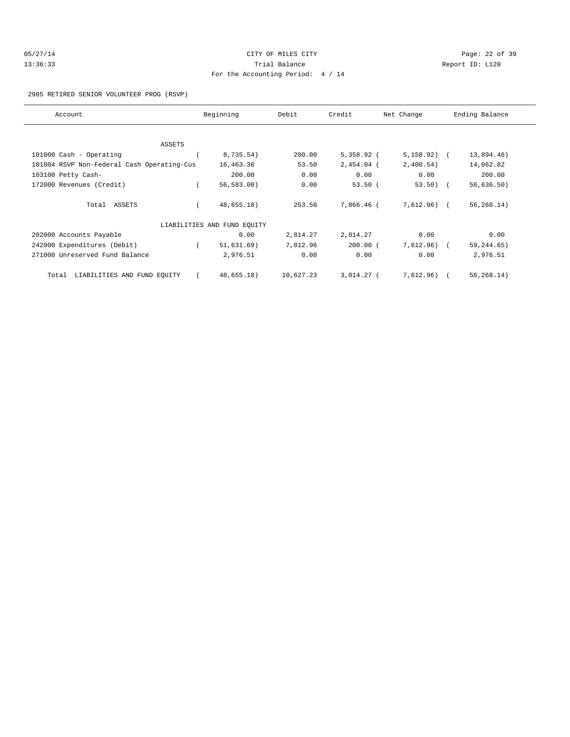CITY OF MILES CITY

Trial Balance

For the Accounting Period: 4 / 14

2985 RETIRED SENIOR VOLUNTEER PROG (RSVP)

| Account | Beginning | Debit | Credit | Net Change | Ending Balance |
|---|---|---|---|---|---|
| ASSETS | | | | | |
| 101000 Cash - Operating | ( 8,735.54) | 200.00 | 5,358.92 | ( 5,158.92) | ( 13,894.46) |
| 101004 RSVP Non-Federal Cash Operating-Cus | 16,463.36 | 53.50 | 2,454.04 | ( 2,400.54) | 14,062.82 |
| 103100 Petty Cash- | 200.00 | 0.00 | 0.00 | 0.00 | 200.00 |
| 172000 Revenues (Credit) | ( 56,583.00) | 0.00 | 53.50 | ( 53.50) | ( 56,636.50) |
| Total ASSETS | ( 48,655.18) | 253.50 | 7,866.46 | ( 7,612.96) | ( 56,268.14) |
| LIABILITIES AND FUND EQUITY | | | | | |
| 202000 Accounts Payable | 0.00 | 2,814.27 | 2,814.27 | 0.00 | 0.00 |
| 242000 Expenditures (Debit) | ( 51,631.69) | 7,812.96 | 200.00 | ( 7,612.96) | ( 59,244.65) |
| 271000 Unreserved Fund Balance | 2,976.51 | 0.00 | 0.00 | 0.00 | 2,976.51 |
| Total LIABILITIES AND FUND EQUITY | ( 48,655.18) | 10,627.23 | 3,014.27 | ( 7,612.96) | ( 56,268.14) |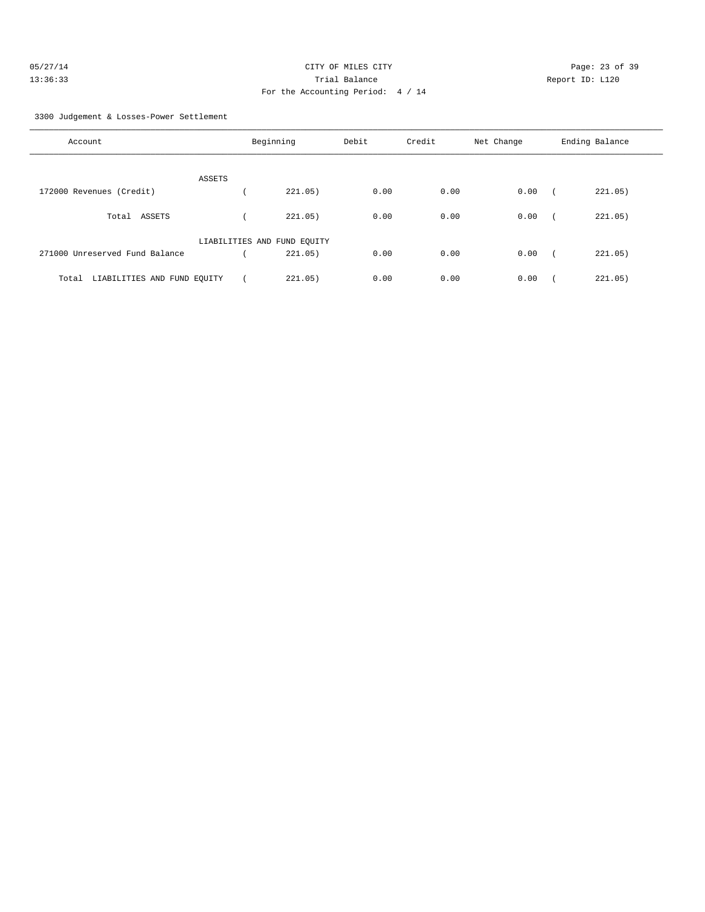CITY OF MILES CITY
Trial Balance
For the Accounting Period: 4 / 14

05/27/14
13:36:33

Report ID: L120

3300 Judgement & Losses-Power Settlement

| Account | Beginning | Debit | Credit | Net Change | Ending Balance |
|---|---|---|---|---|---|
| ASSETS | | | | | |
| 172000 Revenues (Credit) | ( 221.05) | 0.00 | 0.00 | 0.00 | ( 221.05) |
| Total ASSETS | ( 221.05) | 0.00 | 0.00 | 0.00 | ( 221.05) |
| LIABILITIES AND FUND EQUITY | | | | | |
| 271000 Unreserved Fund Balance | ( 221.05) | 0.00 | 0.00 | 0.00 | ( 221.05) |
| Total LIABILITIES AND FUND EQUITY | ( 221.05) | 0.00 | 0.00 | 0.00 | ( 221.05) |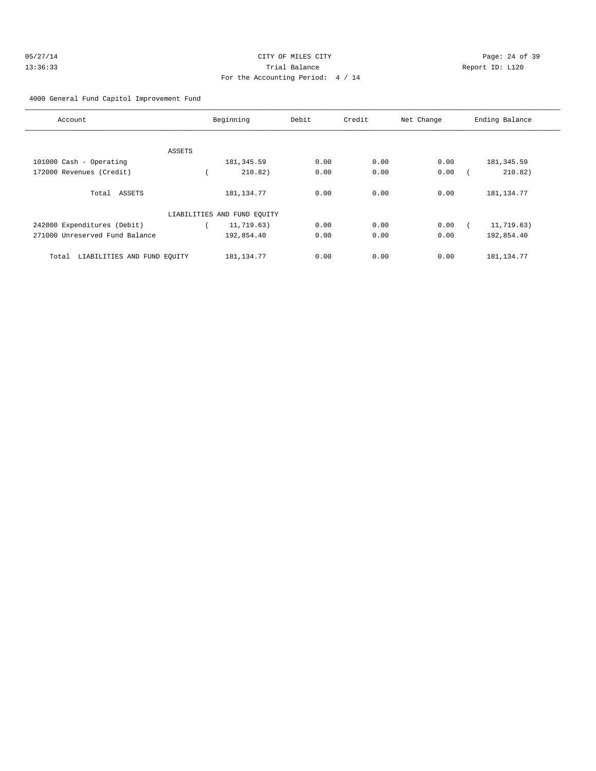CITY OF MILES CITY
Trial Balance
For the Accounting Period: 4 / 14

05/27/14 13:36:33 — Report ID: L120

4000 General Fund Capitol Improvement Fund

| Account | Beginning | Debit | Credit | Net Change | Ending Balance |
|---|---|---|---|---|---|
| ASSETS | | | | | |
| 101000 Cash - Operating | 181,345.59 | 0.00 | 0.00 | 0.00 | 181,345.59 |
| 172000 Revenues (Credit) | ( 210.82) | 0.00 | 0.00 | 0.00 | ( 210.82) |
| Total ASSETS | 181,134.77 | 0.00 | 0.00 | 0.00 | 181,134.77 |
| LIABILITIES AND FUND EQUITY | | | | | |
| 242000 Expenditures (Debit) | ( 11,719.63) | 0.00 | 0.00 | 0.00 | ( 11,719.63) |
| 271000 Unreserved Fund Balance | 192,854.40 | 0.00 | 0.00 | 0.00 | 192,854.40 |
| Total LIABILITIES AND FUND EQUITY | 181,134.77 | 0.00 | 0.00 | 0.00 | 181,134.77 |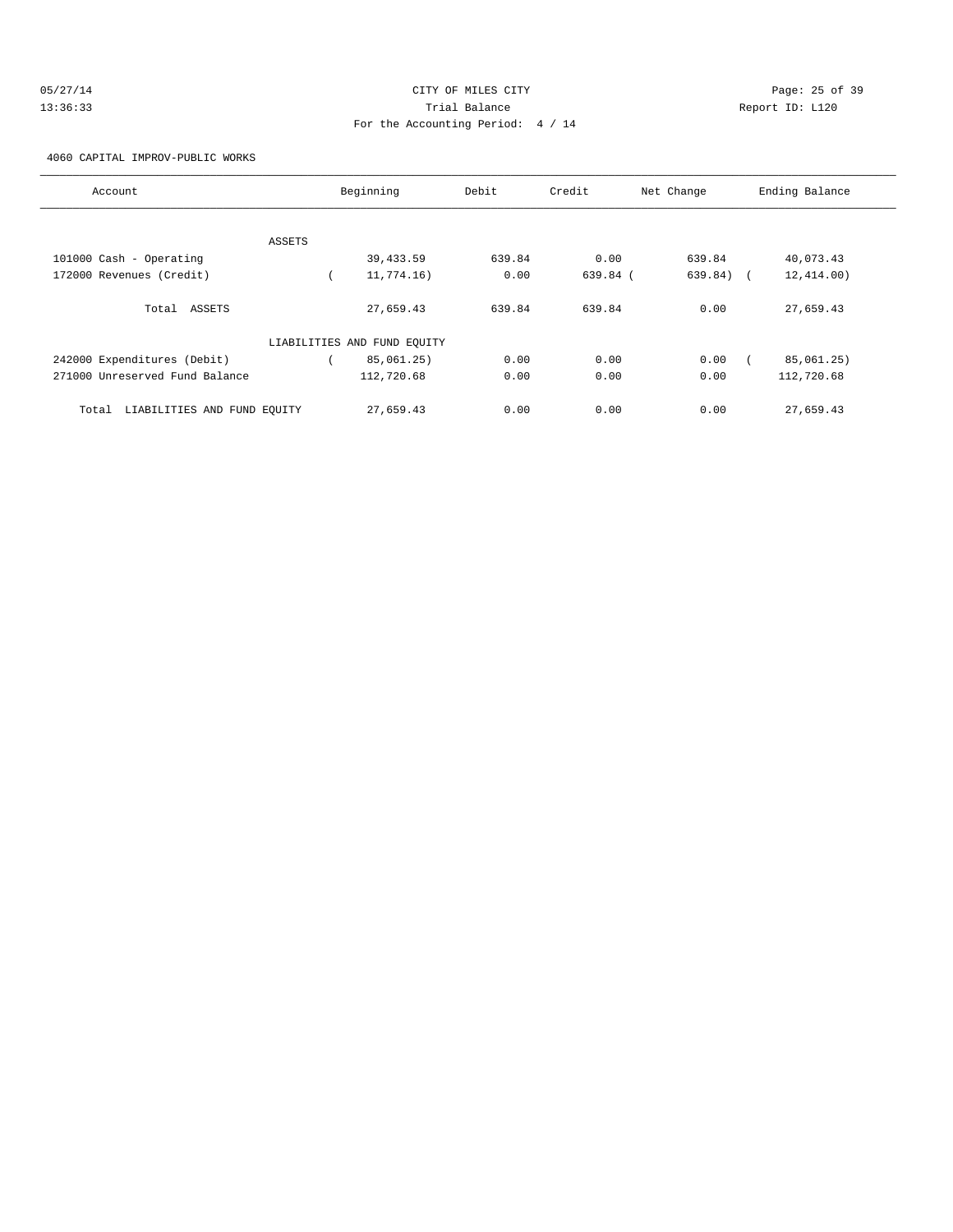05/27/14 CITY OF MILES CITY
13:36:33 Trial Balance Report ID: L120
For the Accounting Period: 4 / 14

4060 CAPITAL IMPROV-PUBLIC WORKS

| Account | Beginning | Debit | Credit | Net Change | Ending Balance |
|---|---|---|---|---|---|
| ASSETS | | | | | |
| 101000 Cash - Operating | 39,433.59 | 639.84 | 0.00 | 639.84 | 40,073.43 |
| 172000 Revenues (Credit) | ( 11,774.16) | 0.00 | 639.84 | ( 639.84) | ( 12,414.00) |
| Total ASSETS | 27,659.43 | 639.84 | 639.84 | 0.00 | 27,659.43 |
| LIABILITIES AND FUND EQUITY | | | | | |
| 242000 Expenditures (Debit) | ( 85,061.25) | 0.00 | 0.00 | 0.00 | ( 85,061.25) |
| 271000 Unreserved Fund Balance | 112,720.68 | 0.00 | 0.00 | 0.00 | 112,720.68 |
| Total LIABILITIES AND FUND EQUITY | 27,659.43 | 0.00 | 0.00 | 0.00 | 27,659.43 |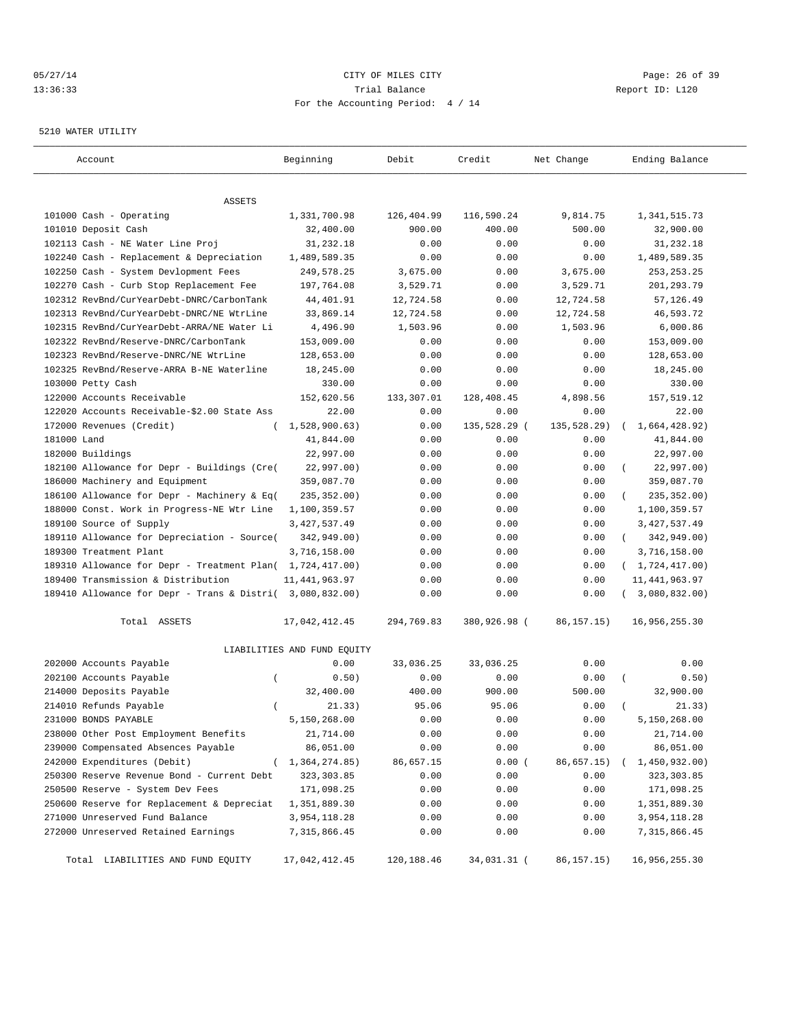CITY OF MILES CITY

Trial Balance

For the Accounting Period: 4 / 14

5210 WATER UTILITY

| Account | Beginning | Debit | Credit | Net Change | Ending Balance |
|---|---|---|---|---|---|
| ASSETS | | | | | |
| 101000 Cash - Operating | 1,331,700.98 | 126,404.99 | 116,590.24 | 9,814.75 | 1,341,515.73 |
| 101010 Deposit Cash | 32,400.00 | 900.00 | 400.00 | 500.00 | 32,900.00 |
| 102113 Cash - NE Water Line Proj | 31,232.18 | 0.00 | 0.00 | 0.00 | 31,232.18 |
| 102240 Cash - Replacement & Depreciation | 1,489,589.35 | 0.00 | 0.00 | 0.00 | 1,489,589.35 |
| 102250 Cash - System Devlopment Fees | 249,578.25 | 3,675.00 | 0.00 | 3,675.00 | 253,253.25 |
| 102270 Cash - Curb Stop Replacement Fee | 197,764.08 | 3,529.71 | 0.00 | 3,529.71 | 201,293.79 |
| 102312 RevBnd/CurYearDebt-DNRC/CarbonTank | 44,401.91 | 12,724.58 | 0.00 | 12,724.58 | 57,126.49 |
| 102313 RevBnd/CurYearDebt-DNRC/NE WtrLine | 33,869.14 | 12,724.58 | 0.00 | 12,724.58 | 46,593.72 |
| 102315 RevBnd/CurYearDebt-ARRA/NE Water Li | 4,496.90 | 1,503.96 | 0.00 | 1,503.96 | 6,000.86 |
| 102322 RevBnd/Reserve-DNRC/CarbonTank | 153,009.00 | 0.00 | 0.00 | 0.00 | 153,009.00 |
| 102323 RevBnd/Reserve-DNRC/NE WtrLine | 128,653.00 | 0.00 | 0.00 | 0.00 | 128,653.00 |
| 102325 RevBnd/Reserve-ARRA B-NE Waterline | 18,245.00 | 0.00 | 0.00 | 0.00 | 18,245.00 |
| 103000 Petty Cash | 330.00 | 0.00 | 0.00 | 0.00 | 330.00 |
| 122000 Accounts Receivable | 152,620.56 | 133,307.01 | 128,408.45 | 4,898.56 | 157,519.12 |
| 122020 Accounts Receivable-$2.00 State Ass | 22.00 | 0.00 | 0.00 | 0.00 | 22.00 |
| 172000 Revenues (Credit) | ( 1,528,900.63) | 0.00 | 135,528.29 | ( 135,528.29) | ( 1,664,428.92) |
| 181000 Land | 41,844.00 | 0.00 | 0.00 | 0.00 | 41,844.00 |
| 182000 Buildings | 22,997.00 | 0.00 | 0.00 | 0.00 | 22,997.00 |
| 182100 Allowance for Depr - Buildings (Cre( | 22,997.00) | 0.00 | 0.00 | 0.00 | ( 22,997.00) |
| 186000 Machinery and Equipment | 359,087.70 | 0.00 | 0.00 | 0.00 | 359,087.70 |
| 186100 Allowance for Depr - Machinery & Eq( | 235,352.00) | 0.00 | 0.00 | 0.00 | ( 235,352.00) |
| 188000 Const. Work in Progress-NE Wtr Line | 1,100,359.57 | 0.00 | 0.00 | 0.00 | 1,100,359.57 |
| 189100 Source of Supply | 3,427,537.49 | 0.00 | 0.00 | 0.00 | 3,427,537.49 |
| 189110 Allowance for Depreciation - Source( | 342,949.00) | 0.00 | 0.00 | 0.00 | ( 342,949.00) |
| 189300 Treatment Plant | 3,716,158.00 | 0.00 | 0.00 | 0.00 | 3,716,158.00 |
| 189310 Allowance for Depr - Treatment Plan( | 1,724,417.00) | 0.00 | 0.00 | 0.00 | ( 1,724,417.00) |
| 189400 Transmission & Distribution | 11,441,963.97 | 0.00 | 0.00 | 0.00 | 11,441,963.97 |
| 189410 Allowance for Depr - Trans & Distri( | 3,080,832.00) | 0.00 | 0.00 | 0.00 | ( 3,080,832.00) |
| Total ASSETS | 17,042,412.45 | 294,769.83 | 380,926.98 | ( 86,157.15) | 16,956,255.30 |
| LIABILITIES AND FUND EQUITY | | | | | |
| 202000 Accounts Payable | 0.00 | 33,036.25 | 33,036.25 | 0.00 | 0.00 |
| 202100 Accounts Payable | ( 0.50) | 0.00 | 0.00 | 0.00 | ( 0.50) |
| 214000 Deposits Payable | 32,400.00 | 400.00 | 900.00 | 500.00 | 32,900.00 |
| 214010 Refunds Payable | ( 21.33) | 95.06 | 95.06 | 0.00 | ( 21.33) |
| 231000 BONDS PAYABLE | 5,150,268.00 | 0.00 | 0.00 | 0.00 | 5,150,268.00 |
| 238000 Other Post Employment Benefits | 21,714.00 | 0.00 | 0.00 | 0.00 | 21,714.00 |
| 239000 Compensated Absences Payable | 86,051.00 | 0.00 | 0.00 | 0.00 | 86,051.00 |
| 242000 Expenditures (Debit) | ( 1,364,274.85) | 86,657.15 | 0.00 | ( 86,657.15) | ( 1,450,932.00) |
| 250300 Reserve Revenue Bond - Current Debt | 323,303.85 | 0.00 | 0.00 | 0.00 | 323,303.85 |
| 250500 Reserve - System Dev Fees | 171,098.25 | 0.00 | 0.00 | 0.00 | 171,098.25 |
| 250600 Reserve for Replacement & Depreciat | 1,351,889.30 | 0.00 | 0.00 | 0.00 | 1,351,889.30 |
| 271000 Unreserved Fund Balance | 3,954,118.28 | 0.00 | 0.00 | 0.00 | 3,954,118.28 |
| 272000 Unreserved Retained Earnings | 7,315,866.45 | 0.00 | 0.00 | 0.00 | 7,315,866.45 |
| Total LIABILITIES AND FUND EQUITY | 17,042,412.45 | 120,188.46 | 34,031.31 | ( 86,157.15) | 16,956,255.30 |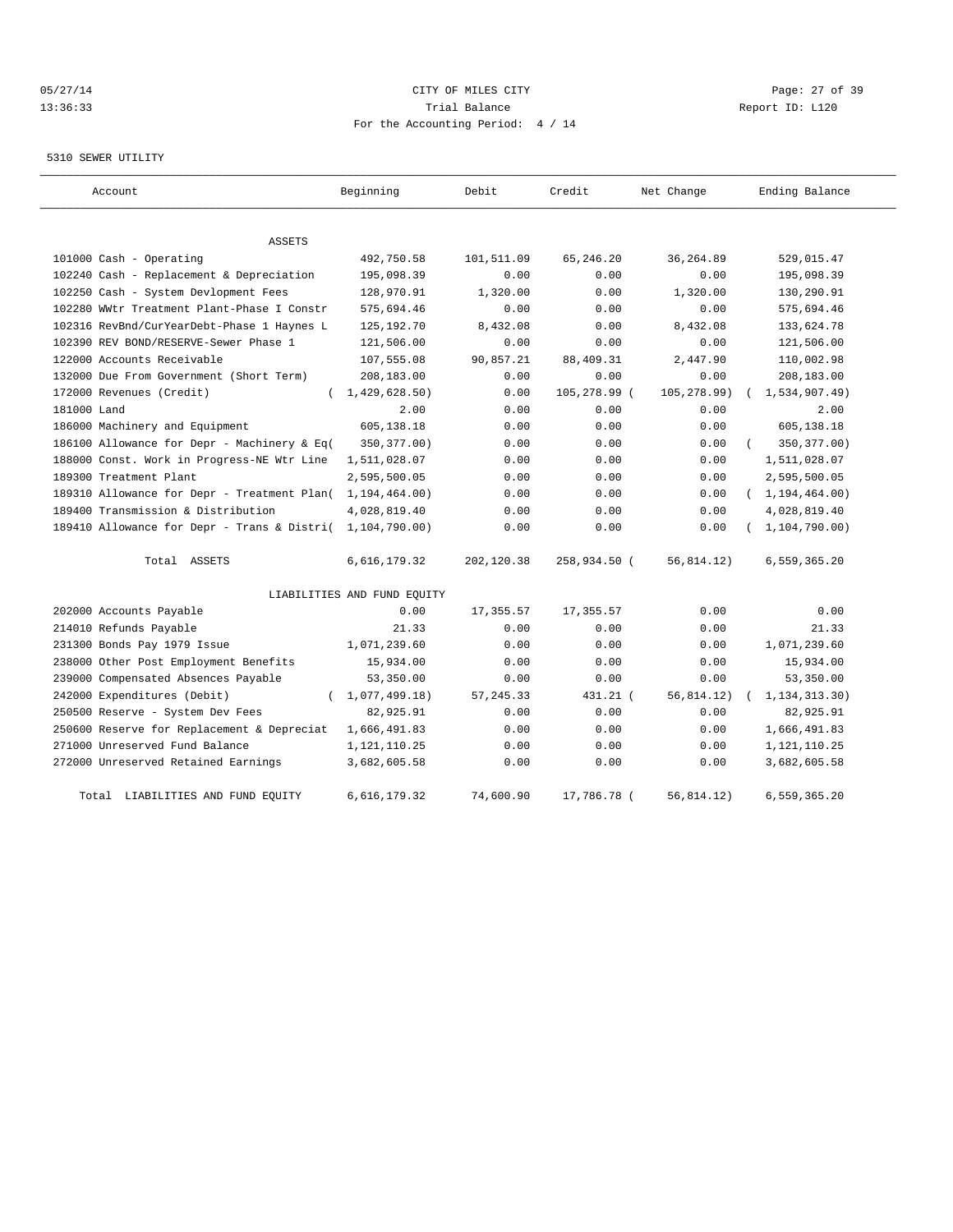CITY OF MILES CITY
Trial Balance
For the Accounting Period: 4 / 14

05/27/14
13:36:33

Report ID: L120

5310 SEWER UTILITY

| Account | Beginning | Debit | Credit | Net Change | Ending Balance |
|---|---|---|---|---|---|
| ASSETS | | | | | |
| 101000 Cash - Operating | 492,750.58 | 101,511.09 | 65,246.20 | 36,264.89 | 529,015.47 |
| 102240 Cash - Replacement & Depreciation | 195,098.39 | 0.00 | 0.00 | 0.00 | 195,098.39 |
| 102250 Cash - System Devlopment Fees | 128,970.91 | 1,320.00 | 0.00 | 1,320.00 | 130,290.91 |
| 102280 WWtr Treatment Plant-Phase I Constr | 575,694.46 | 0.00 | 0.00 | 0.00 | 575,694.46 |
| 102316 RevBnd/CurYearDebt-Phase 1 Haynes L | 125,192.70 | 8,432.08 | 0.00 | 8,432.08 | 133,624.78 |
| 102390 REV BOND/RESERVE-Sewer Phase 1 | 121,506.00 | 0.00 | 0.00 | 0.00 | 121,506.00 |
| 122000 Accounts Receivable | 107,555.08 | 90,857.21 | 88,409.31 | 2,447.90 | 110,002.98 |
| 132000 Due From Government (Short Term) | 208,183.00 | 0.00 | 0.00 | 0.00 | 208,183.00 |
| 172000 Revenues (Credit) | ( 1,429,628.50) | 0.00 | 105,278.99 | ( 105,278.99) | ( 1,534,907.49) |
| 181000 Land | 2.00 | 0.00 | 0.00 | 0.00 | 2.00 |
| 186000 Machinery and Equipment | 605,138.18 | 0.00 | 0.00 | 0.00 | 605,138.18 |
| 186100 Allowance for Depr - Machinery & Eq | ( 350,377.00) | 0.00 | 0.00 | 0.00 | ( 350,377.00) |
| 188000 Const. Work in Progress-NE Wtr Line | 1,511,028.07 | 0.00 | 0.00 | 0.00 | 1,511,028.07 |
| 189300 Treatment Plant | 2,595,500.05 | 0.00 | 0.00 | 0.00 | 2,595,500.05 |
| 189310 Allowance for Depr - Treatment Plan | ( 1,194,464.00) | 0.00 | 0.00 | 0.00 | ( 1,194,464.00) |
| 189400 Transmission & Distribution | 4,028,819.40 | 0.00 | 0.00 | 0.00 | 4,028,819.40 |
| 189410 Allowance for Depr - Trans & Distri | ( 1,104,790.00) | 0.00 | 0.00 | 0.00 | ( 1,104,790.00) |
| Total ASSETS | 6,616,179.32 | 202,120.38 | 258,934.50 | ( 56,814.12) | 6,559,365.20 |
| LIABILITIES AND FUND EQUITY | | | | | |
| 202000 Accounts Payable | 0.00 | 17,355.57 | 17,355.57 | 0.00 | 0.00 |
| 214010 Refunds Payable | 21.33 | 0.00 | 0.00 | 0.00 | 21.33 |
| 231300 Bonds Pay 1979 Issue | 1,071,239.60 | 0.00 | 0.00 | 0.00 | 1,071,239.60 |
| 238000 Other Post Employment Benefits | 15,934.00 | 0.00 | 0.00 | 0.00 | 15,934.00 |
| 239000 Compensated Absences Payable | 53,350.00 | 0.00 | 0.00 | 0.00 | 53,350.00 |
| 242000 Expenditures (Debit) | ( 1,077,499.18) | 57,245.33 | 431.21 | ( 56,814.12) | ( 1,134,313.30) |
| 250500 Reserve - System Dev Fees | 82,925.91 | 0.00 | 0.00 | 0.00 | 82,925.91 |
| 250600 Reserve for Replacement & Depreciat | 1,666,491.83 | 0.00 | 0.00 | 0.00 | 1,666,491.83 |
| 271000 Unreserved Fund Balance | 1,121,110.25 | 0.00 | 0.00 | 0.00 | 1,121,110.25 |
| 272000 Unreserved Retained Earnings | 3,682,605.58 | 0.00 | 0.00 | 0.00 | 3,682,605.58 |
| Total LIABILITIES AND FUND EQUITY | 6,616,179.32 | 74,600.90 | 17,786.78 | ( 56,814.12) | 6,559,365.20 |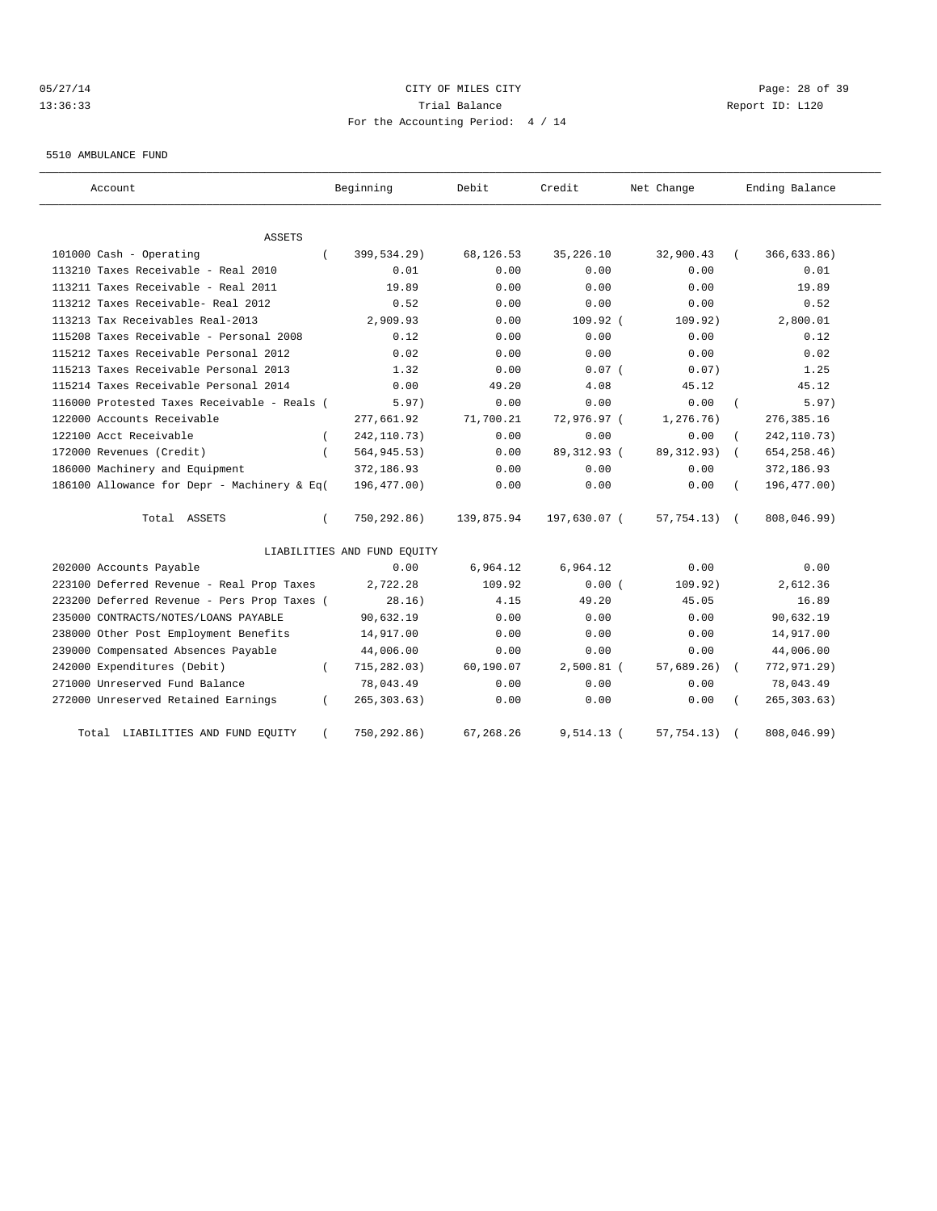CITY OF MILES CITY

Trial Balance

For the Accounting Period: 4 / 14

05/27/14 13:36:33 — Report ID: L120

5510 AMBULANCE FUND

| Account | Beginning | Debit | Credit | Net Change | Ending Balance |
|---|---|---|---|---|---|
| ASSETS | | | | | |
| 101000 Cash - Operating | ( 399,534.29) | 68,126.53 | 35,226.10 | 32,900.43 | ( 366,633.86) |
| 113210 Taxes Receivable - Real 2010 | 0.01 | 0.00 | 0.00 | 0.00 | 0.01 |
| 113211 Taxes Receivable - Real 2011 | 19.89 | 0.00 | 0.00 | 0.00 | 19.89 |
| 113212 Taxes Receivable- Real 2012 | 0.52 | 0.00 | 0.00 | 0.00 | 0.52 |
| 113213 Tax Receivables Real-2013 | 2,909.93 | 0.00 | 109.92 | ( 109.92) | 2,800.01 |
| 115208 Taxes Receivable - Personal 2008 | 0.12 | 0.00 | 0.00 | 0.00 | 0.12 |
| 115212 Taxes Receivable Personal 2012 | 0.02 | 0.00 | 0.00 | 0.00 | 0.02 |
| 115213 Taxes Receivable Personal 2013 | 1.32 | 0.00 | 0.07 | ( 0.07) | 1.25 |
| 115214 Taxes Receivable Personal 2014 | 0.00 | 49.20 | 4.08 | 45.12 | 45.12 |
| 116000 Protested Taxes Receivable - Reals | ( 5.97) | 0.00 | 0.00 | 0.00 | ( 5.97) |
| 122000 Accounts Receivable | 277,661.92 | 71,700.21 | 72,976.97 | ( 1,276.76) | 276,385.16 |
| 122100 Acct Receivable | ( 242,110.73) | 0.00 | 0.00 | 0.00 | ( 242,110.73) |
| 172000 Revenues (Credit) | ( 564,945.53) | 0.00 | 89,312.93 | ( 89,312.93) | ( 654,258.46) |
| 186000 Machinery and Equipment | 372,186.93 | 0.00 | 0.00 | 0.00 | 372,186.93 |
| 186100 Allowance for Depr - Machinery & Eq | ( 196,477.00) | 0.00 | 0.00 | 0.00 | ( 196,477.00) |
| Total ASSETS | ( 750,292.86) | 139,875.94 | 197,630.07 | ( 57,754.13) | ( 808,046.99) |
| LIABILITIES AND FUND EQUITY | | | | | |
| 202000 Accounts Payable | 0.00 | 6,964.12 | 6,964.12 | 0.00 | 0.00 |
| 223100 Deferred Revenue - Real Prop Taxes | 2,722.28 | 109.92 | 0.00 | ( 109.92) | 2,612.36 |
| 223200 Deferred Revenue - Pers Prop Taxes | ( 28.16) | 4.15 | 49.20 | 45.05 | 16.89 |
| 235000 CONTRACTS/NOTES/LOANS PAYABLE | 90,632.19 | 0.00 | 0.00 | 0.00 | 90,632.19 |
| 238000 Other Post Employment Benefits | 14,917.00 | 0.00 | 0.00 | 0.00 | 14,917.00 |
| 239000 Compensated Absences Payable | 44,006.00 | 0.00 | 0.00 | 0.00 | 44,006.00 |
| 242000 Expenditures (Debit) | ( 715,282.03) | 60,190.07 | 2,500.81 | ( 57,689.26) | ( 772,971.29) |
| 271000 Unreserved Fund Balance | 78,043.49 | 0.00 | 0.00 | 0.00 | 78,043.49 |
| 272000 Unreserved Retained Earnings | ( 265,303.63) | 0.00 | 0.00 | 0.00 | ( 265,303.63) |
| Total LIABILITIES AND FUND EQUITY | ( 750,292.86) | 67,268.26 | 9,514.13 | ( 57,754.13) | ( 808,046.99) |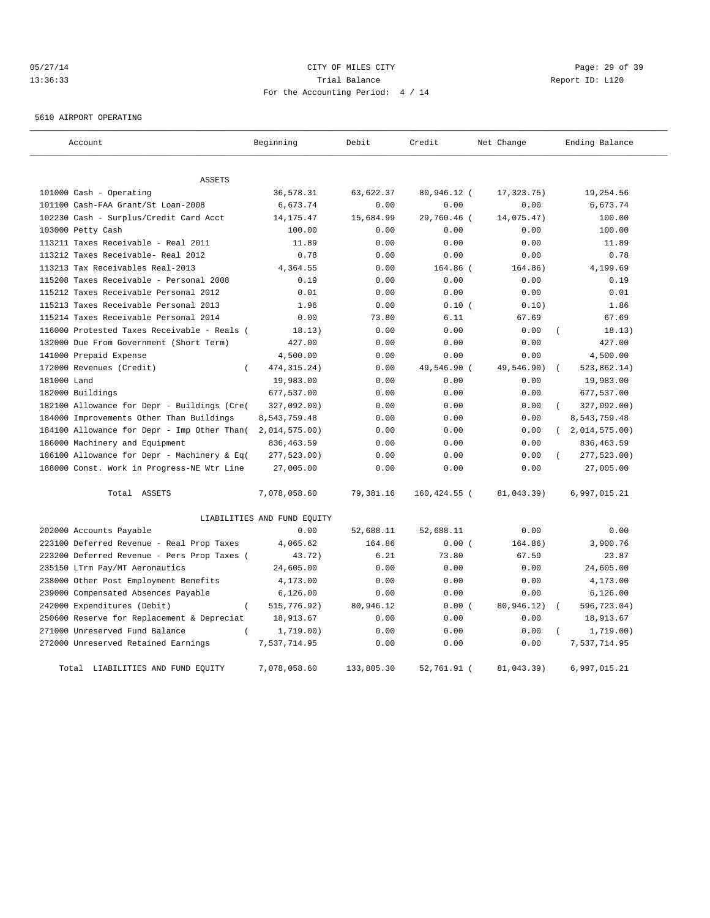CITY OF MILES CITY

Trial Balance

For the Accounting Period: 4 / 14

05/27/14 13:36:33 — Page: 29 of 39 — Report ID: L120

5610 AIRPORT OPERATING

| Account | Beginning | Debit | Credit | Net Change | Ending Balance |
|---|---|---|---|---|---|
| ASSETS | | | | | |
| 101000 Cash - Operating | 36,578.31 | 63,622.37 | 80,946.12 | ( 17,323.75) | 19,254.56 |
| 101100 Cash-FAA Grant/St Loan-2008 | 6,673.74 | 0.00 | 0.00 | 0.00 | 6,673.74 |
| 102230 Cash - Surplus/Credit Card Acct | 14,175.47 | 15,684.99 | 29,760.46 | ( 14,075.47) | 100.00 |
| 103000 Petty Cash | 100.00 | 0.00 | 0.00 | 0.00 | 100.00 |
| 113211 Taxes Receivable - Real 2011 | 11.89 | 0.00 | 0.00 | 0.00 | 11.89 |
| 113212 Taxes Receivable- Real 2012 | 0.78 | 0.00 | 0.00 | 0.00 | 0.78 |
| 113213 Tax Receivables Real-2013 | 4,364.55 | 0.00 | 164.86 | ( 164.86) | 4,199.69 |
| 115208 Taxes Receivable - Personal 2008 | 0.19 | 0.00 | 0.00 | 0.00 | 0.19 |
| 115212 Taxes Receivable Personal 2012 | 0.01 | 0.00 | 0.00 | 0.00 | 0.01 |
| 115213 Taxes Receivable Personal 2013 | 1.96 | 0.00 | 0.10 | ( 0.10) | 1.86 |
| 115214 Taxes Receivable Personal 2014 | 0.00 | 73.80 | 6.11 | 67.69 | 67.69 |
| 116000 Protested Taxes Receivable - Reals | ( 18.13) | 0.00 | 0.00 | 0.00 | ( 18.13) |
| 132000 Due From Government (Short Term) | 427.00 | 0.00 | 0.00 | 0.00 | 427.00 |
| 141000 Prepaid Expense | 4,500.00 | 0.00 | 0.00 | 0.00 | 4,500.00 |
| 172000 Revenues (Credit) | ( 474,315.24) | 0.00 | 49,546.90 | ( 49,546.90) | ( 523,862.14) |
| 181000 Land | 19,983.00 | 0.00 | 0.00 | 0.00 | 19,983.00 |
| 182000 Buildings | 677,537.00 | 0.00 | 0.00 | 0.00 | 677,537.00 |
| 182100 Allowance for Depr - Buildings (Cre | ( 327,092.00) | 0.00 | 0.00 | 0.00 | ( 327,092.00) |
| 184000 Improvements Other Than Buildings | 8,543,759.48 | 0.00 | 0.00 | 0.00 | 8,543,759.48 |
| 184100 Allowance for Depr - Imp Other Than | ( 2,014,575.00) | 0.00 | 0.00 | 0.00 | ( 2,014,575.00) |
| 186000 Machinery and Equipment | 836,463.59 | 0.00 | 0.00 | 0.00 | 836,463.59 |
| 186100 Allowance for Depr - Machinery & Eq | ( 277,523.00) | 0.00 | 0.00 | 0.00 | ( 277,523.00) |
| 188000 Const. Work in Progress-NE Wtr Line | 27,005.00 | 0.00 | 0.00 | 0.00 | 27,005.00 |
| Total ASSETS | 7,078,058.60 | 79,381.16 | 160,424.55 | ( 81,043.39) | 6,997,015.21 |
| LIABILITIES AND FUND EQUITY | | | | | |
| 202000 Accounts Payable | 0.00 | 52,688.11 | 52,688.11 | 0.00 | 0.00 |
| 223100 Deferred Revenue - Real Prop Taxes | 4,065.62 | 164.86 | 0.00 | ( 164.86) | 3,900.76 |
| 223200 Deferred Revenue - Pers Prop Taxes | ( 43.72) | 6.21 | 73.80 | 67.59 | 23.87 |
| 235150 LTrm Pay/MT Aeronautics | 24,605.00 | 0.00 | 0.00 | 0.00 | 24,605.00 |
| 238000 Other Post Employment Benefits | 4,173.00 | 0.00 | 0.00 | 0.00 | 4,173.00 |
| 239000 Compensated Absences Payable | 6,126.00 | 0.00 | 0.00 | 0.00 | 6,126.00 |
| 242000 Expenditures (Debit) | ( 515,776.92) | 80,946.12 | 0.00 | ( 80,946.12) | ( 596,723.04) |
| 250600 Reserve for Replacement & Depreciat | 18,913.67 | 0.00 | 0.00 | 0.00 | 18,913.67 |
| 271000 Unreserved Fund Balance | ( 1,719.00) | 0.00 | 0.00 | 0.00 | ( 1,719.00) |
| 272000 Unreserved Retained Earnings | 7,537,714.95 | 0.00 | 0.00 | 0.00 | 7,537,714.95 |
| Total LIABILITIES AND FUND EQUITY | 7,078,058.60 | 133,805.30 | 52,761.91 | ( 81,043.39) | 6,997,015.21 |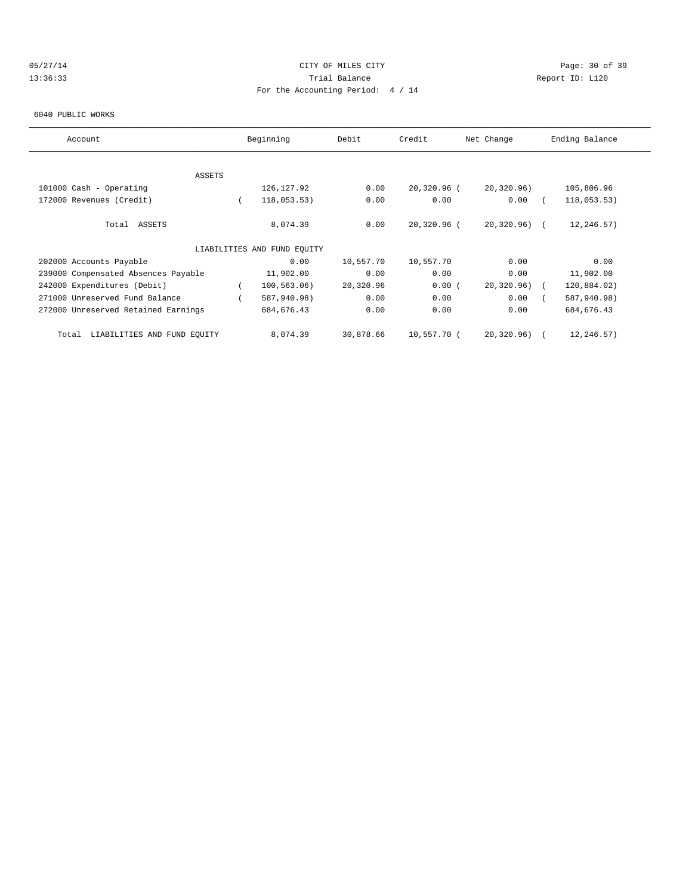CITY OF MILES CITY
Trial Balance
For the Accounting Period: 4 / 14

05/27/14
13:36:33

Report ID: L120

6040 PUBLIC WORKS

| Account | Beginning | Debit | Credit | Net Change | Ending Balance |
|---|---|---|---|---|---|
| ASSETS | | | | | |
| 101000 Cash - Operating | 126,127.92 | 0.00 | 20,320.96 | (20,320.96) | 105,806.96 |
| 172000 Revenues (Credit) | (118,053.53) | 0.00 | 0.00 | 0.00 | (118,053.53) |
| Total ASSETS | 8,074.39 | 0.00 | 20,320.96 | (20,320.96) | (12,246.57) |
| LIABILITIES AND FUND EQUITY | | | | | |
| 202000 Accounts Payable | 0.00 | 10,557.70 | 10,557.70 | 0.00 | 0.00 |
| 239000 Compensated Absences Payable | 11,902.00 | 0.00 | 0.00 | 0.00 | 11,902.00 |
| 242000 Expenditures (Debit) | (100,563.06) | 20,320.96 | 0.00 | (20,320.96) | (120,884.02) |
| 271000 Unreserved Fund Balance | (587,940.98) | 0.00 | 0.00 | 0.00 | (587,940.98) |
| 272000 Unreserved Retained Earnings | 684,676.43 | 0.00 | 0.00 | 0.00 | 684,676.43 |
| Total LIABILITIES AND FUND EQUITY | 8,074.39 | 30,878.66 | 10,557.70 | (20,320.96) | (12,246.57) |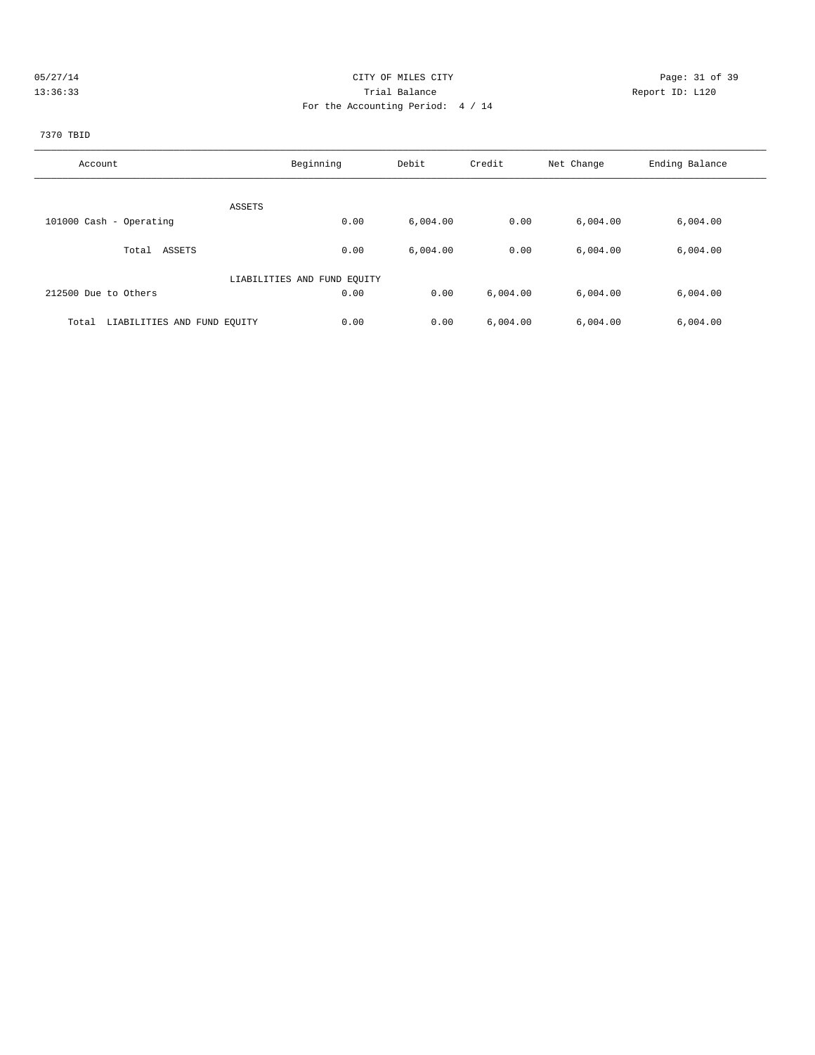CITY OF MILES CITY
Trial Balance
For the Accounting Period: 4 / 14

05/27/14
13:36:33

Report ID: L120

7370 TBID

| Account | Beginning | Debit | Credit | Net Change | Ending Balance |
|---|---|---|---|---|---|
| ASSETS | | | | | |
| 101000 Cash - Operating | 0.00 | 6,004.00 | 0.00 | 6,004.00 | 6,004.00 |
| Total ASSETS | 0.00 | 6,004.00 | 0.00 | 6,004.00 | 6,004.00 |
| LIABILITIES AND FUND EQUITY | | | | | |
| 212500 Due to Others | 0.00 | 0.00 | 6,004.00 | 6,004.00 | 6,004.00 |
| Total LIABILITIES AND FUND EQUITY | 0.00 | 0.00 | 6,004.00 | 6,004.00 | 6,004.00 |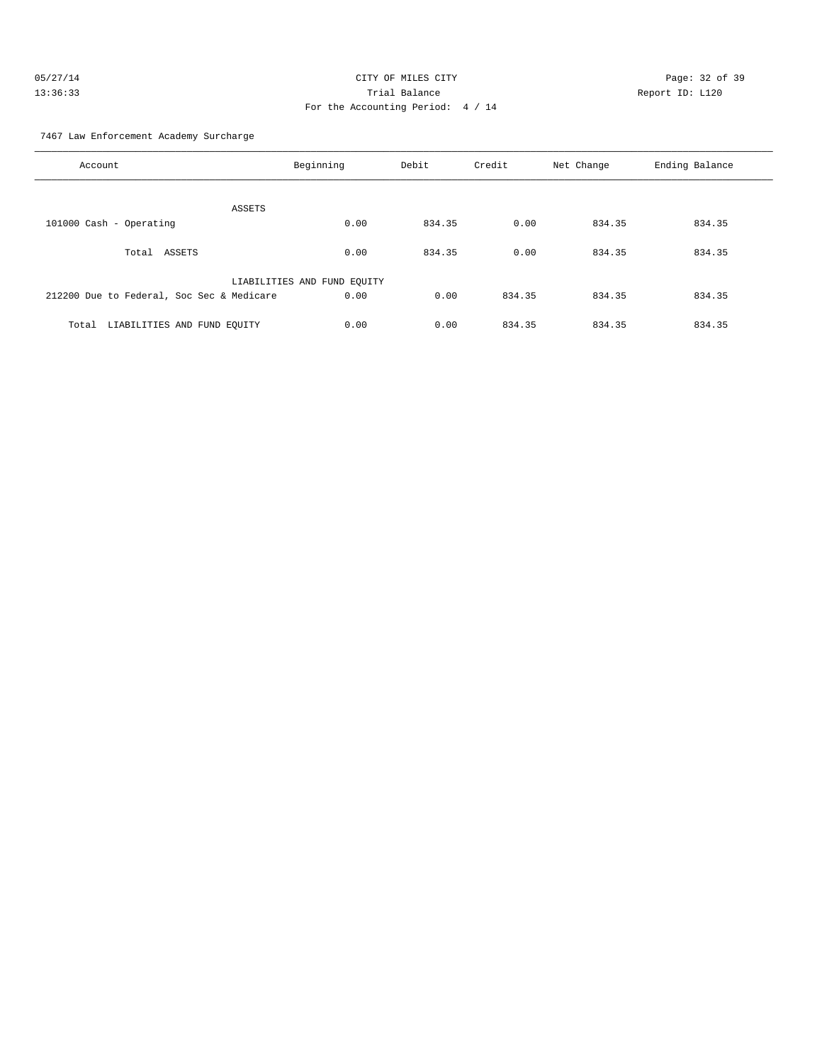# CITY OF MILES CITY

## Trial Balance

For the Accounting Period: 4 / 14

05/27/14 13:36:33

Report ID: L120

7467 Law Enforcement Academy Surcharge

| Account | Beginning | Debit | Credit | Net Change | Ending Balance |
|---|---|---|---|---|---|
| ASSETS | | | | | |
| 101000 Cash - Operating | 0.00 | 834.35 | 0.00 | 834.35 | 834.35 |
| Total ASSETS | 0.00 | 834.35 | 0.00 | 834.35 | 834.35 |
| LIABILITIES AND FUND EQUITY | | | | | |
| 212200 Due to Federal, Soc Sec & Medicare | 0.00 | 0.00 | 834.35 | 834.35 | 834.35 |
| Total LIABILITIES AND FUND EQUITY | 0.00 | 0.00 | 834.35 | 834.35 | 834.35 |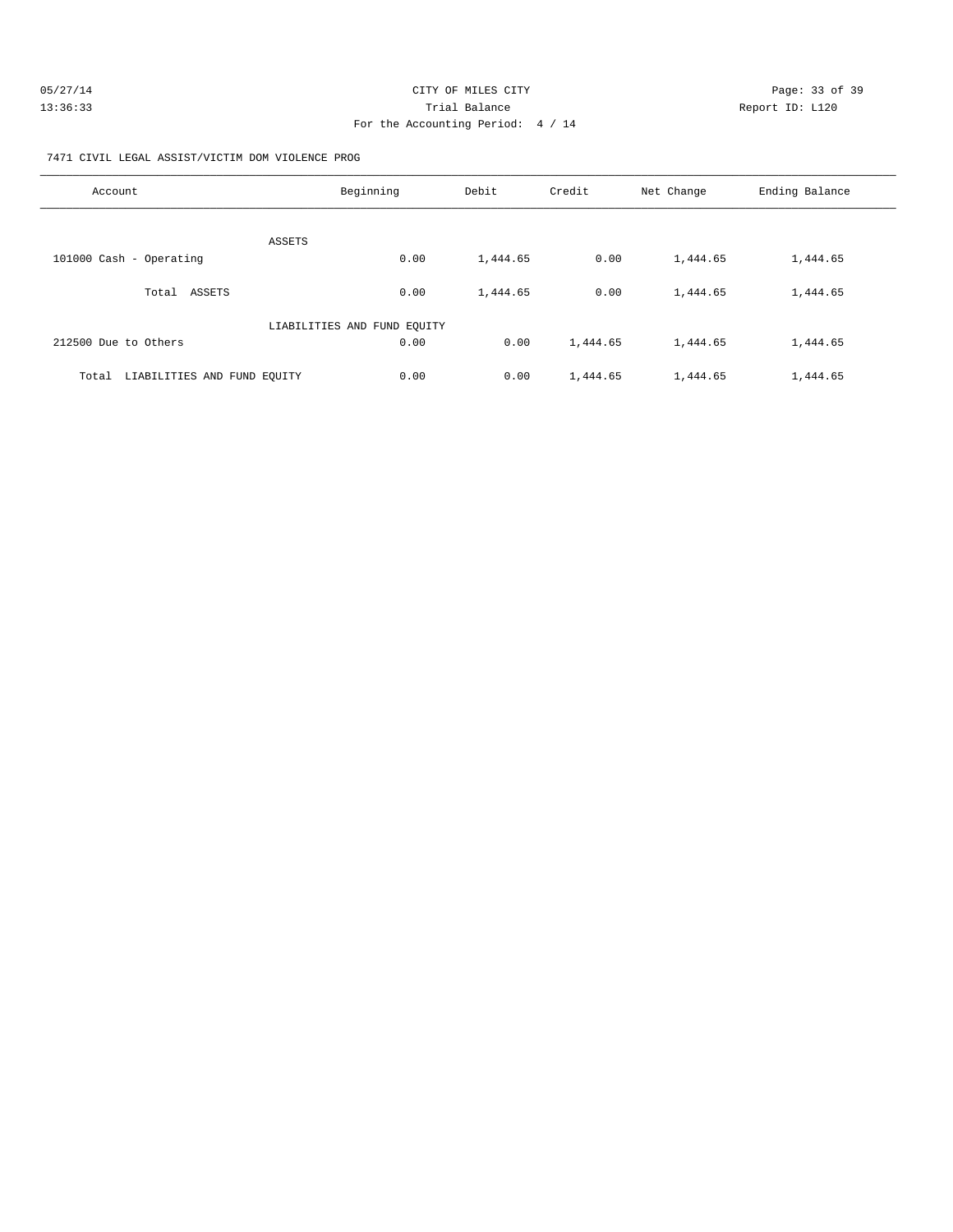CITY OF MILES CITY

Trial Balance

For the Accounting Period: 4 / 14

05/27/14 13:36:33 Report ID: L120

7471 CIVIL LEGAL ASSIST/VICTIM DOM VIOLENCE PROG

| Account | Beginning | Debit | Credit | Net Change | Ending Balance |
|---|---|---|---|---|---|
| ASSETS | | | | | |
| 101000 Cash - Operating | 0.00 | 1,444.65 | 0.00 | 1,444.65 | 1,444.65 |
| Total ASSETS | 0.00 | 1,444.65 | 0.00 | 1,444.65 | 1,444.65 |
| LIABILITIES AND FUND EQUITY | | | | | |
| 212500 Due to Others | 0.00 | 0.00 | 1,444.65 | 1,444.65 | 1,444.65 |
| Total LIABILITIES AND FUND EQUITY | 0.00 | 0.00 | 1,444.65 | 1,444.65 | 1,444.65 |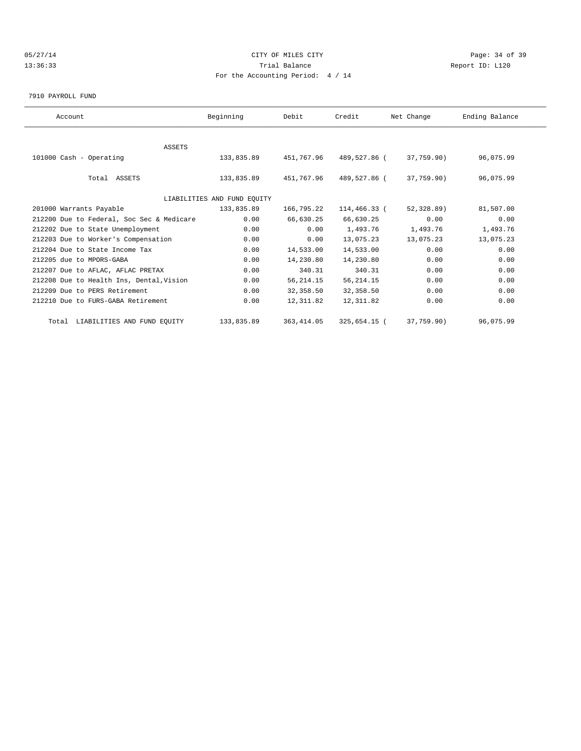CITY OF MILES CITY
Trial Balance
For the Accounting Period: 4 / 14

05/27/14
13:36:33

Report ID: L120

7910 PAYROLL FUND

| Account | Beginning | Debit | Credit | Net Change | Ending Balance |
|---|---|---|---|---|---|
| ASSETS | | | | | |
| 101000 Cash - Operating | 133,835.89 | 451,767.96 | 489,527.86 ( | 37,759.90) | 96,075.99 |
| Total ASSETS | 133,835.89 | 451,767.96 | 489,527.86 ( | 37,759.90) | 96,075.99 |
| LIABILITIES AND FUND EQUITY | | | | | |
| 201000 Warrants Payable | 133,835.89 | 166,795.22 | 114,466.33 ( | 52,328.89) | 81,507.00 |
| 212200 Due to Federal, Soc Sec & Medicare | 0.00 | 66,630.25 | 66,630.25 | 0.00 | 0.00 |
| 212202 Due to State Unemployment | 0.00 | 0.00 | 1,493.76 | 1,493.76 | 1,493.76 |
| 212203 Due to Worker's Compensation | 0.00 | 0.00 | 13,075.23 | 13,075.23 | 13,075.23 |
| 212204 Due to State Income Tax | 0.00 | 14,533.00 | 14,533.00 | 0.00 | 0.00 |
| 212205 due to MPORS-GABA | 0.00 | 14,230.80 | 14,230.80 | 0.00 | 0.00 |
| 212207 Due to AFLAC, AFLAC PRETAX | 0.00 | 340.31 | 340.31 | 0.00 | 0.00 |
| 212208 Due to Health Ins, Dental,Vision | 0.00 | 56,214.15 | 56,214.15 | 0.00 | 0.00 |
| 212209 Due to PERS Retirement | 0.00 | 32,358.50 | 32,358.50 | 0.00 | 0.00 |
| 212210 Due to FURS-GABA Retirement | 0.00 | 12,311.82 | 12,311.82 | 0.00 | 0.00 |
| Total LIABILITIES AND FUND EQUITY | 133,835.89 | 363,414.05 | 325,654.15 ( | 37,759.90) | 96,075.99 |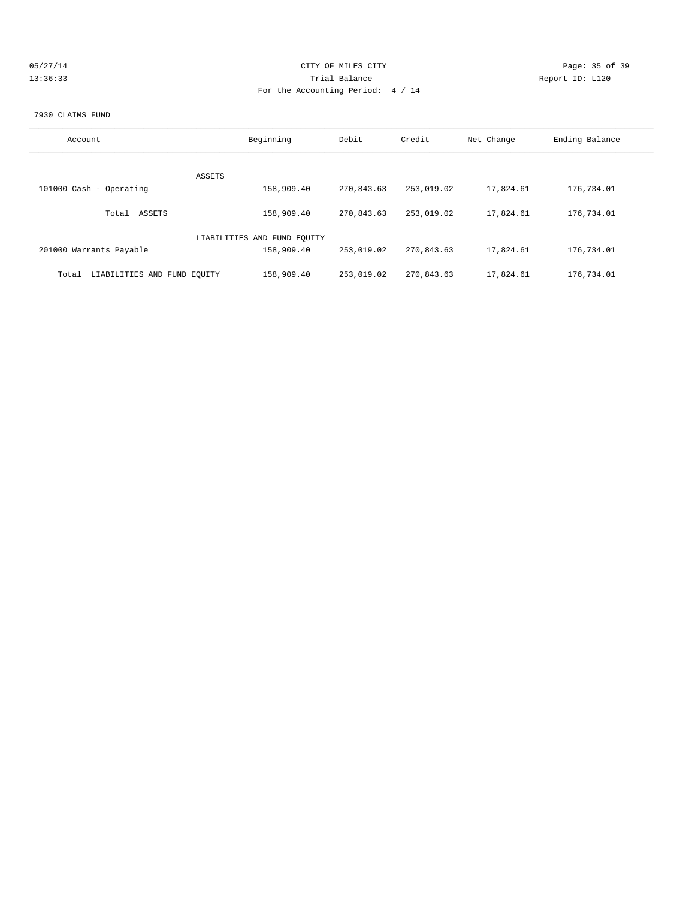CITY OF MILES CITY

Trial Balance

For the Accounting Period: 4 / 14

05/27/14
13:36:33

Report ID: L120

7930 CLAIMS FUND

| Account | Beginning | Debit | Credit | Net Change | Ending Balance |
|---|---|---|---|---|---|
| ASSETS | | | | | |
| 101000 Cash - Operating | 158,909.40 | 270,843.63 | 253,019.02 | 17,824.61 | 176,734.01 |
| Total ASSETS | 158,909.40 | 270,843.63 | 253,019.02 | 17,824.61 | 176,734.01 |
| LIABILITIES AND FUND EQUITY | | | | | |
| 201000 Warrants Payable | 158,909.40 | 253,019.02 | 270,843.63 | 17,824.61 | 176,734.01 |
| Total LIABILITIES AND FUND EQUITY | 158,909.40 | 253,019.02 | 270,843.63 | 17,824.61 | 176,734.01 |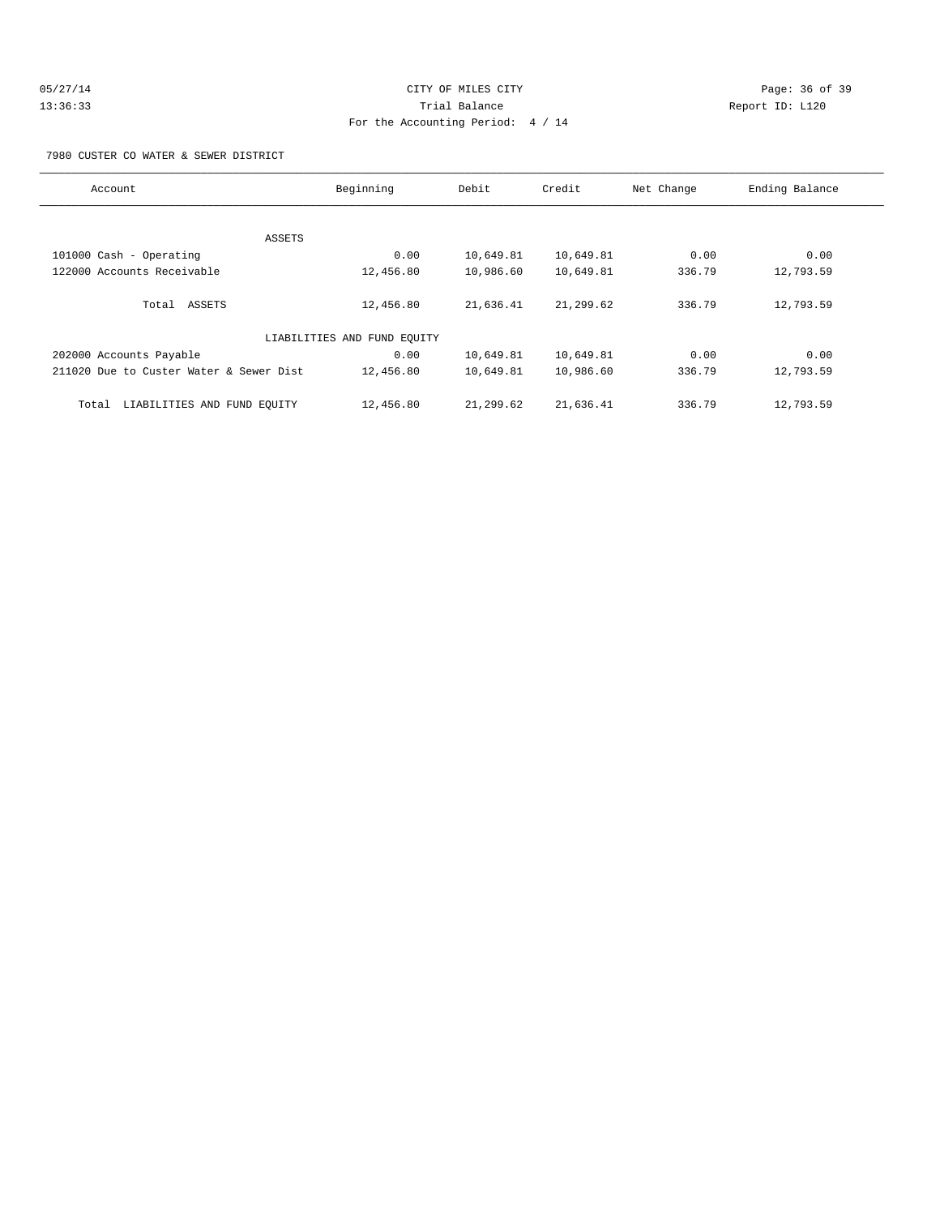CITY OF MILES CITY

Trial Balance

For the Accounting Period: 4 / 14

05/27/14
13:36:33

Report ID: L120

7980 CUSTER CO WATER & SEWER DISTRICT

| Account | Beginning | Debit | Credit | Net Change | Ending Balance |
|---|---|---|---|---|---|
| ASSETS | | | | | |
| 101000 Cash - Operating | 0.00 | 10,649.81 | 10,649.81 | 0.00 | 0.00 |
| 122000 Accounts Receivable | 12,456.80 | 10,986.60 | 10,649.81 | 336.79 | 12,793.59 |
| Total ASSETS | 12,456.80 | 21,636.41 | 21,299.62 | 336.79 | 12,793.59 |
| LIABILITIES AND FUND EQUITY | | | | | |
| 202000 Accounts Payable | 0.00 | 10,649.81 | 10,649.81 | 0.00 | 0.00 |
| 211020 Due to Custer Water & Sewer Dist | 12,456.80 | 10,649.81 | 10,986.60 | 336.79 | 12,793.59 |
| Total LIABILITIES AND FUND EQUITY | 12,456.80 | 21,299.62 | 21,636.41 | 336.79 | 12,793.59 |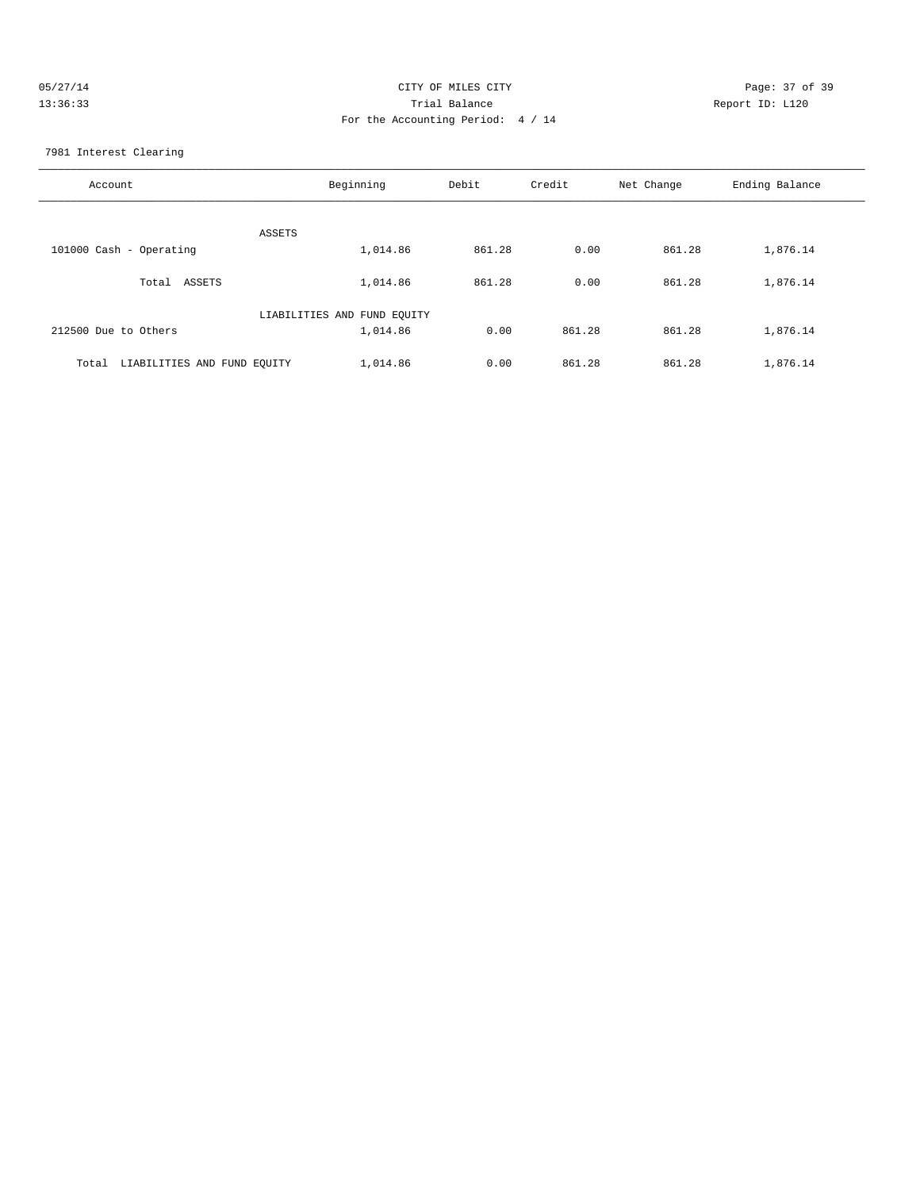CITY OF MILES CITY

Trial Balance

For the Accounting Period: 4 / 14

05/27/14
13:36:33

Report ID: L120

7981 Interest Clearing

| Account | Beginning | Debit | Credit | Net Change | Ending Balance |
|---|---|---|---|---|---|
| ASSETS | | | | | |
| 101000 Cash - Operating | 1,014.86 | 861.28 | 0.00 | 861.28 | 1,876.14 |
| Total ASSETS | 1,014.86 | 861.28 | 0.00 | 861.28 | 1,876.14 |
| LIABILITIES AND FUND EQUITY | | | | | |
| 212500 Due to Others | 1,014.86 | 0.00 | 861.28 | 861.28 | 1,876.14 |
| Total LIABILITIES AND FUND EQUITY | 1,014.86 | 0.00 | 861.28 | 861.28 | 1,876.14 |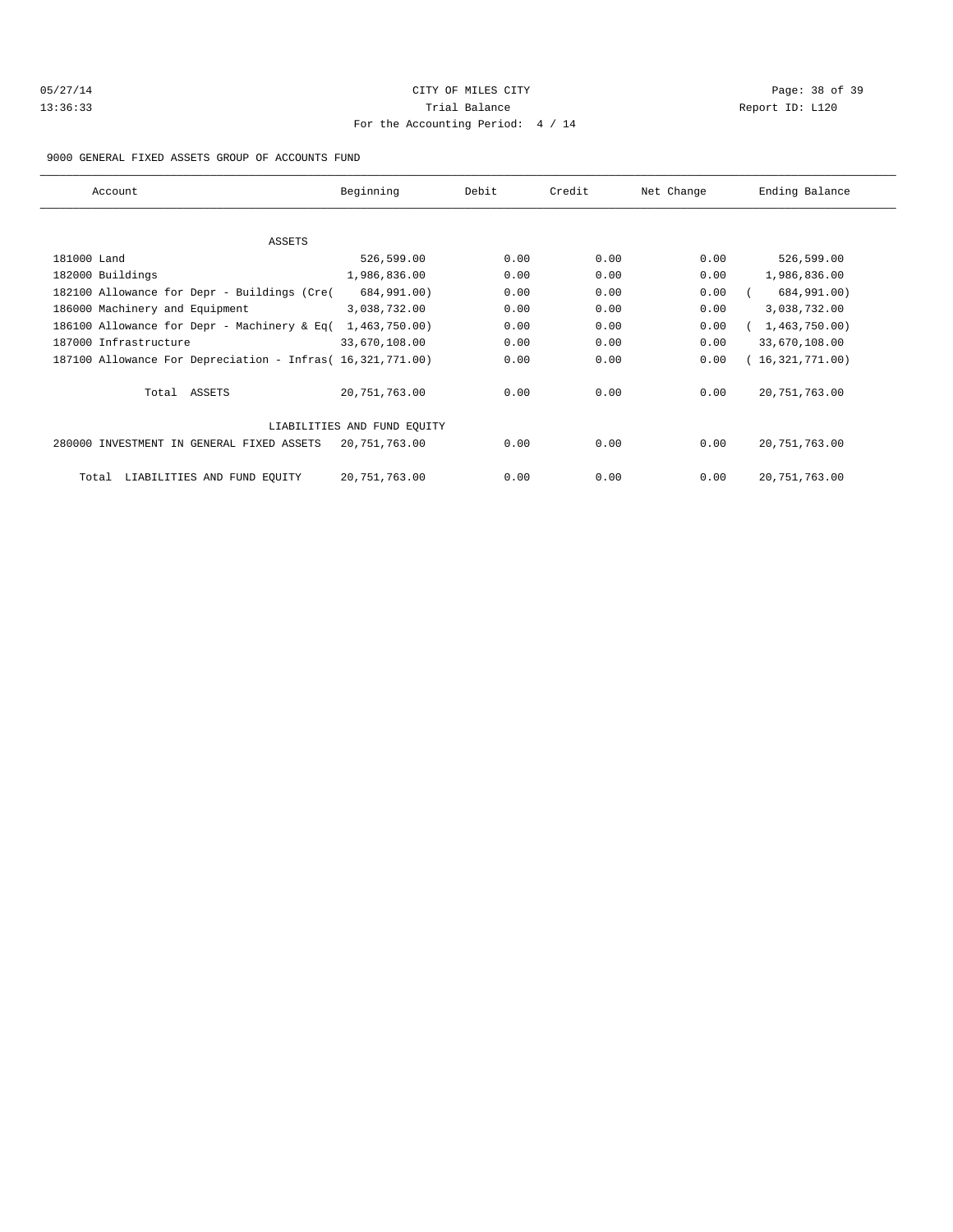CITY OF MILES CITY

Trial Balance

For the Accounting Period: 4 / 14

05/27/14
13:36:33

Report ID: L120

9000 GENERAL FIXED ASSETS GROUP OF ACCOUNTS FUND

| Account | Beginning | Debit | Credit | Net Change | Ending Balance |
|---|---|---|---|---|---|
| ASSETS | | | | | |
| 181000 Land | 526,599.00 | 0.00 | 0.00 | 0.00 | 526,599.00 |
| 182000 Buildings | 1,986,836.00 | 0.00 | 0.00 | 0.00 | 1,986,836.00 |
| 182100 Allowance for Depr - Buildings (Cre( | 684,991.00) | 0.00 | 0.00 | 0.00 | ( 684,991.00) |
| 186000 Machinery and Equipment | 3,038,732.00 | 0.00 | 0.00 | 0.00 | 3,038,732.00 |
| 186100 Allowance for Depr - Machinery & Eq( | 1,463,750.00) | 0.00 | 0.00 | 0.00 | ( 1,463,750.00) |
| 187000 Infrastructure | 33,670,108.00 | 0.00 | 0.00 | 0.00 | 33,670,108.00 |
| 187100 Allowance For Depreciation - Infras( | 16,321,771.00) | 0.00 | 0.00 | 0.00 | ( 16,321,771.00) |
| Total ASSETS | 20,751,763.00 | 0.00 | 0.00 | 0.00 | 20,751,763.00 |
| LIABILITIES AND FUND EQUITY | | | | | |
| 280000 INVESTMENT IN GENERAL FIXED ASSETS | 20,751,763.00 | 0.00 | 0.00 | 0.00 | 20,751,763.00 |
| Total LIABILITIES AND FUND EQUITY | 20,751,763.00 | 0.00 | 0.00 | 0.00 | 20,751,763.00 |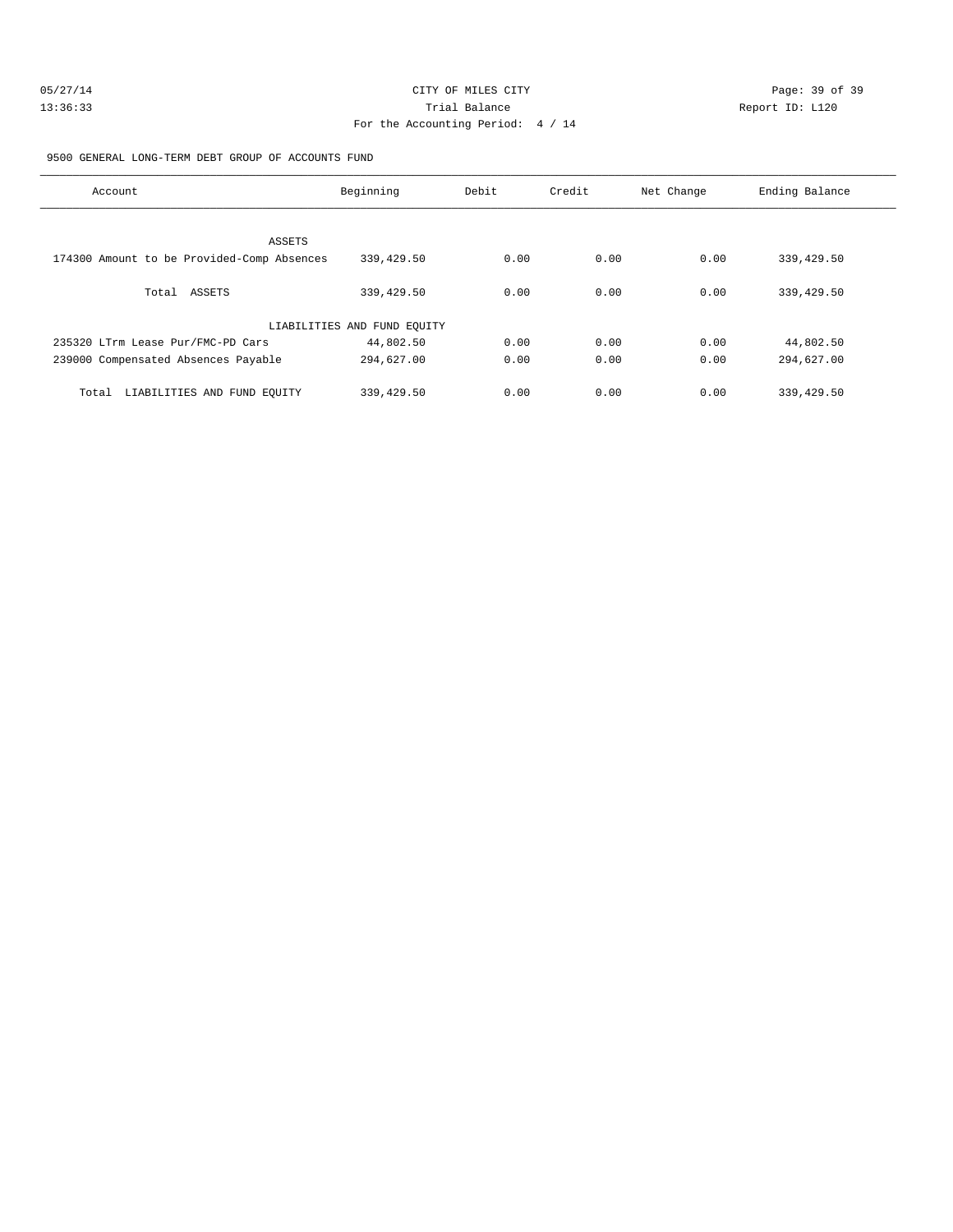CITY OF MILES CITY

Trial Balance

For the Accounting Period: 4 / 14

05/27/14 13:36:33 Report ID: L120

9500 GENERAL LONG-TERM DEBT GROUP OF ACCOUNTS FUND

| Account | Beginning | Debit | Credit | Net Change | Ending Balance |
|---|---|---|---|---|---|
| ASSETS | | | | | |
| 174300 Amount to be Provided-Comp Absences | 339,429.50 | 0.00 | 0.00 | 0.00 | 339,429.50 |
| Total ASSETS | 339,429.50 | 0.00 | 0.00 | 0.00 | 339,429.50 |
| LIABILITIES AND FUND EQUITY | | | | | |
| 235320 LTrm Lease Pur/FMC-PD Cars | 44,802.50 | 0.00 | 0.00 | 0.00 | 44,802.50 |
| 239000 Compensated Absences Payable | 294,627.00 | 0.00 | 0.00 | 0.00 | 294,627.00 |
| Total LIABILITIES AND FUND EQUITY | 339,429.50 | 0.00 | 0.00 | 0.00 | 339,429.50 |